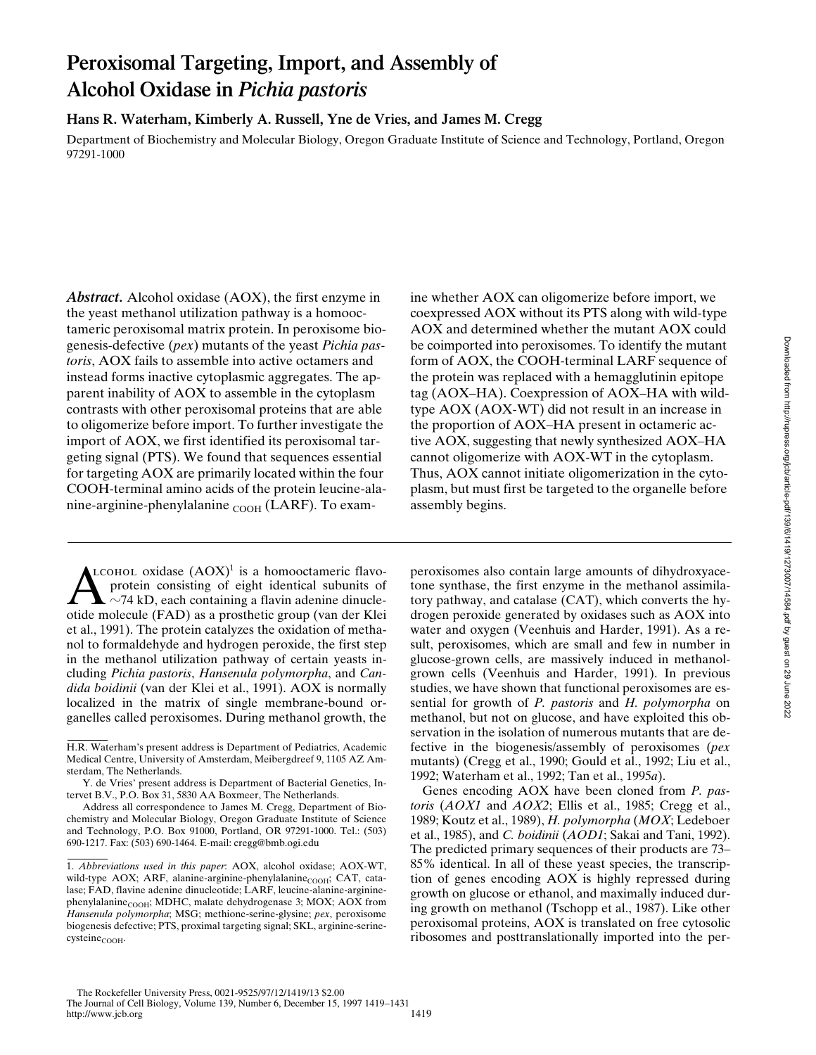# Peroxisomal Targeting, Import, and Assembly of Alcohol Oxidase in *Pichia pastoris*

**Hans R. Waterham, Kimberly A. Russell, Yne de Vries, and James M. Cregg**

Department of Biochemistry and Molecular Biology, Oregon Graduate Institute of Science and Technology, Portland, Oregon 97291-1000

***Abstract.*** Alcohol oxidase (AOX), the first enzyme in the yeast methanol utilization pathway is a homooctameric peroxisomal matrix protein. In peroxisome biogenesis-defective (*pex*) mutants of the yeast *Pichia pastoris*, AOX fails to assemble into active octamers and instead forms inactive cytoplasmic aggregates. The apparent inability of AOX to assemble in the cytoplasm contrasts with other peroxisomal proteins that are able to oligomerize before import. To further investigate the import of AOX, we first identified its peroxisomal targeting signal (PTS). We found that sequences essential for targeting AOX are primarily located within the four COOH-terminal amino acids of the protein leucine-alanine-arginine-phenylalanine $_{COOH}$ (LARF). To examine whether AOX can oligomerize before import, we coexpressed AOX without its PTS along with wild-type AOX and determined whether the mutant AOX could be coimported into peroxisomes. To identify the mutant form of AOX, the COOH-terminal LARF sequence of the protein was replaced with a hemagglutinin epitope tag (AOX–HA). Coexpression of AOX–HA with wild-type AOX (AOX-WT) did not result in an increase in the proportion of AOX–HA present in octameric active AOX, suggesting that newly synthesized AOX–HA cannot oligomerize with AOX-WT in the cytoplasm. Thus, AOX cannot initiate oligomerization in the cytoplasm, but must first be targeted to the organelle before assembly begins.

Alcohol oxidase (AOX)[1] is a homooctameric flavoprotein consisting of eight identical subunits of ~74 kD, each containing a flavin adenine dinucleotide molecule (FAD) as a prosthetic group (van der Klei et al., 1991). The protein catalyzes the oxidation of methanol to formaldehyde and hydrogen peroxide, the first step in the methanol utilization pathway of certain yeasts including *Pichia pastoris*, *Hansenula polymorpha*, and *Candida boidinii* (van der Klei et al., 1991). AOX is normally localized in the matrix of single membrane-bound organelles called peroxisomes. During methanol growth, the peroxisomes also contain large amounts of dihydroxyacetone synthase, the first enzyme in the methanol assimilatory pathway, and catalase (CAT), which converts the hydrogen peroxide generated by oxidases such as AOX into water and oxygen (Veenhuis and Harder, 1991). As a result, peroxisomes, which are small and few in number in glucose-grown cells, are massively induced in methanol-grown cells (Veenhuis and Harder, 1991). In previous studies, we have shown that functional peroxisomes are essential for growth of *P. pastoris* and *H. polymorpha* on methanol, but not on glucose, and have exploited this observation in the isolation of numerous mutants that are defective in the biogenesis/assembly of peroxisomes (*pex* mutants) (Cregg et al., 1990; Gould et al., 1992; Liu et al., 1992; Waterham et al., 1992; Tan et al., 1995*a*).

Genes encoding AOX have been cloned from *P. pastoris* (*AOX1* and *AOX2*; Ellis et al., 1985; Cregg et al., 1989; Koutz et al., 1989), *H. polymorpha* (*MOX*; Ledeboer et al., 1985), and *C. boidinii* (*AOD1*; Sakai and Tani, 1992). The predicted primary sequences of their products are 73–85% identical. In all of these yeast species, the transcription of genes encoding AOX is highly repressed during growth on glucose or ethanol, and maximally induced during growth on methanol (Tschopp et al., 1987). Like other peroxisomal proteins, AOX is translated on free cytosolic ribosomes and posttranslationally imported into the per-

---

H.R. Waterham's present address is Department of Pediatrics, Academic Medical Centre, University of Amsterdam, Meibergdreef 9, 1105 AZ Amsterdam, The Netherlands.

Y. de Vries' present address is Department of Bacterial Genetics, Intervet B.V., P.O. Box 31, 5830 AA Boxmeer, The Netherlands.

Address all correspondence to James M. Cregg, Department of Biochemistry and Molecular Biology, Oregon Graduate Institute of Science and Technology, P.O. Box 91000, Portland, OR 97291-1000. Tel.: (503) 690-1217. Fax: (503) 690-1464. E-mail: cregg@bmb.ogi.edu

1. *Abbreviations used in this paper*: AOX, alcohol oxidase; AOX-WT, wild-type AOX; ARF, alanine-arginine-phenylalanine$_{COOH}$; CAT, catalase; FAD, flavine adenine dinucleotide; LARF, leucine-alanine-arginine-phenylalanine$_{COOH}$; MDHC, malate dehydrogenase 3; MOX; AOX from *Hansenula polymorpha*; MSG; methione-serine-glysine; *pex*, peroxisome biogenesis defective; PTS, proximal targeting signal; SKL, arginine-serine-cysteine$_{COOH}$.

The Rockefeller University Press, 0021-9525/97/12/1419/13 $2.00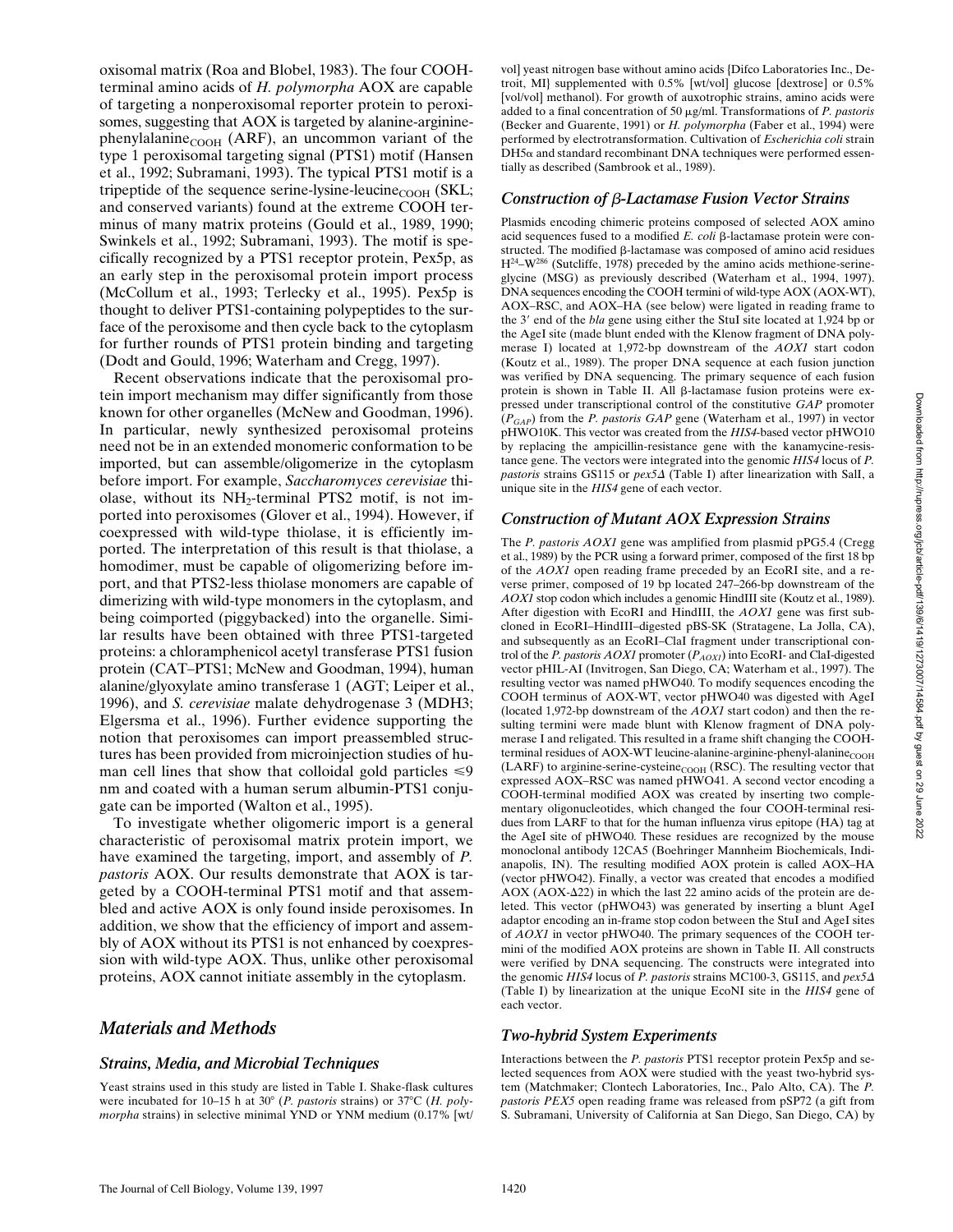oxisomal matrix (Roa and Blobel, 1983). The four COOH-terminal amino acids of *H. polymorpha* AOX are capable of targeting a nonperoxisomal reporter protein to peroxisomes, suggesting that AOX is targeted by alanine-arginine-phenylalanine$_{COOH}$ (ARF), an uncommon variant of the type 1 peroxisomal targeting signal (PTS1) motif (Hansen et al., 1992; Subramani, 1993). The typical PTS1 motif is a tripeptide of the sequence serine-lysine-leucine$_{COOH}$ (SKL; and conserved variants) found at the extreme COOH terminus of many matrix proteins (Gould et al., 1989, 1990; Swinkels et al., 1992; Subramani, 1993). The motif is specifically recognized by a PTS1 receptor protein, Pex5p, as an early step in the peroxisomal protein import process (McCollum et al., 1993; Terlecky et al., 1995). Pex5p is thought to deliver PTS1-containing polypeptides to the surface of the peroxisome and then cycle back to the cytoplasm for further rounds of PTS1 protein binding and targeting (Dodt and Gould, 1996; Waterham and Cregg, 1997).

Recent observations indicate that the peroxisomal protein import mechanism may differ significantly from those known for other organelles (McNew and Goodman, 1996). In particular, newly synthesized peroxisomal proteins need not be in an extended monomeric conformation to be imported, but can assemble/oligomerize in the cytoplasm before import. For example, *Saccharomyces cerevisiae* thiolase, without its $NH_2$-terminal PTS2 motif, is not imported into peroxisomes (Glover et al., 1994). However, if coexpressed with wild-type thiolase, it is efficiently imported. The interpretation of this result is that thiolase, a homodimer, must be capable of oligomerizing before import, and that PTS2-less thiolase monomers are capable of dimerizing with wild-type monomers in the cytoplasm, and being coimported (piggybacked) into the organelle. Similar results have been obtained with three PTS1-targeted proteins: a chloramphenicol acetyl transferase PTS1 fusion protein (CAT–PTS1; McNew and Goodman, 1994), human alanine/glyoxylate amino transferase 1 (AGT; Leiper et al., 1996), and *S. cerevisiae* malate dehydrogenase 3 (MDH3; Elgersma et al., 1996). Further evidence supporting the notion that peroxisomes can import preassembled structures has been provided from microinjection studies of human cell lines that show that colloidal gold particles $\leq$9 nm and coated with a human serum albumin-PTS1 conjugate can be imported (Walton et al., 1995).

To investigate whether oligomeric import is a general characteristic of peroxisomal matrix protein import, we have examined the targeting, import, and assembly of *P. pastoris* AOX. Our results demonstrate that AOX is targeted by a COOH-terminal PTS1 motif and that assembled and active AOX is only found inside peroxisomes. In addition, we show that the efficiency of import and assembly of AOX without its PTS1 is not enhanced by coexpression with wild-type AOX. Thus, unlike other peroxisomal proteins, AOX cannot initiate assembly in the cytoplasm.

## Materials and Methods

### Strains, Media, and Microbial Techniques

Yeast strains used in this study are listed in Table I. Shake-flask cultures were incubated for 10–15 h at 30° (*P. pastoris* strains) or 37°C (*H. polymorpha* strains) in selective minimal YND or YNM medium (0.17% [wt/vol] yeast nitrogen base without amino acids {Difco Laboratories Inc., Detroit, MI} supplemented with 0.5% [wt/vol] glucose [dextrose] or 0.5% [vol/vol] methanol). For growth of auxotrophic strains, amino acids were added to a final concentration of 50 μg/ml. Transformations of *P. pastoris* (Becker and Guarente, 1991) or *H. polymorpha* (Faber et al., 1994) were performed by electrotransformation. Cultivation of *Escherichia coli* strain DH5α and standard recombinant DNA techniques were performed essentially as described (Sambrook et al., 1989).

### Construction of β-Lactamase Fusion Vector Strains

Plasmids encoding chimeric proteins composed of selected AOX amino acid sequences fused to a modified *E. coli* β-lactamase protein were constructed. The modified β-lactamase was composed of amino acid residues $H^{24}$–$W^{286}$ (Sutcliffe, 1978) preceded by the amino acids methionine-serine-glycine (MSG) as previously described (Waterham et al., 1994, 1997). DNA sequences encoding the COOH termini of wild-type AOX (AOX-WT), AOX–RSC, and AOX–HA (see below) were ligated in reading frame to the 3′ end of the *bla* gene using either the StuI site located at 1,924 bp or the AgeI site (made blunt ended with the Klenow fragment of DNA polymerase I) located at 1,972-bp downstream of the *AOX1* start codon (Koutz et al., 1989). The proper DNA sequence at each fusion junction was verified by DNA sequencing. The primary sequence of each fusion protein is shown in Table II. All β-lactamase fusion proteins were expressed under transcriptional control of the constitutive *GAP* promoter ($P_{GAP}$) from the *P. pastoris GAP* gene (Waterham et al., 1997) in vector pHWO10K. This vector was created from the *HIS4*-based vector pHWO10 by replacing the ampicillin-resistance gene with the kanamycine-resistance gene. The vectors were integrated into the genomic *HIS4* locus of *P. pastoris* strains GS115 or *pex5Δ* (Table I) after linearization with SalI, a unique site in the *HIS4* gene of each vector.

### Construction of Mutant AOX Expression Strains

The *P. pastoris AOX1* gene was amplified from plasmid pPG5.4 (Cregg et al., 1989) by the PCR using a forward primer, composed of the first 18 bp of the *AOX1* open reading frame preceded by an EcoRI site, and a reverse primer, composed of 19 bp located 247–266-bp downstream of the *AOX1* stop codon which includes a genomic HindIII site (Koutz et al., 1989). After digestion with EcoRI and HindIII, the *AOX1* gene was first subcloned in EcoRI–HindIII–digested pBS-SK (Stratagene, La Jolla, CA), and subsequently as an EcoRI–ClaI fragment under transcriptional control of the *P. pastoris AOX1* promoter ($P_{AOX1}$) into EcoRI- and ClaI-digested vector pHIL-AI (Invitrogen, San Diego, CA; Waterham et al., 1997). The resulting vector was named pHWO40. To modify sequences encoding the COOH terminus of AOX-WT, vector pHWO40 was digested with AgeI (located 1,972-bp downstream of the *AOX1* start codon) and then the resulting termini were made blunt with Klenow fragment of DNA polymerase I and religated. This resulted in a frame shift changing the COOH-terminal residues of AOX-WT leucine-alanine-arginine-phenyl-alanine$_{COOH}$ (LARF) to arginine-serine-cysteine$_{COOH}$ (RSC). The resulting vector that expressed AOX–RSC was named pHWO41. A second vector encoding a COOH-terminal modified AOX was created by inserting two complementary oligonucleotides, which changed the four COOH-terminal residues from LARF to that for the human influenza virus epitope (HA) tag at the AgeI site of pHWO40. These residues are recognized by the mouse monoclonal antibody 12CA5 (Boehringer Mannheim Biochemicals, Indianapolis, IN). The resulting modified AOX protein is called AOX–HA (vector pHWO42). Finally, a vector was created that encodes a modified AOX (AOX-Δ22) in which the last 22 amino acids of the protein are deleted. This vector (pHWO43) was generated by inserting a blunt AgeI adaptor encoding an in-frame stop codon between the StuI and AgeI sites of *AOX1* in vector pHWO40. The primary sequences of the COOH termini of the modified AOX proteins are shown in Table II. All constructs were verified by DNA sequencing. The constructs were integrated into the genomic *HIS4* locus of *P. pastoris* strains MC100-3, GS115, and *pex5Δ* (Table I) by linearization at the unique EcoNI site in the *HIS4* gene of each vector.

### Two-hybrid System Experiments

Interactions between the *P. pastoris* PTS1 receptor protein Pex5p and selected sequences from AOX were studied with the yeast two-hybrid system (Matchmaker; Clontech Laboratories, Inc., Palo Alto, CA). The *P. pastoris PEX5* open reading frame was released from pSP72 (a gift from S. Subramani, University of California at San Diego, San Diego, CA) by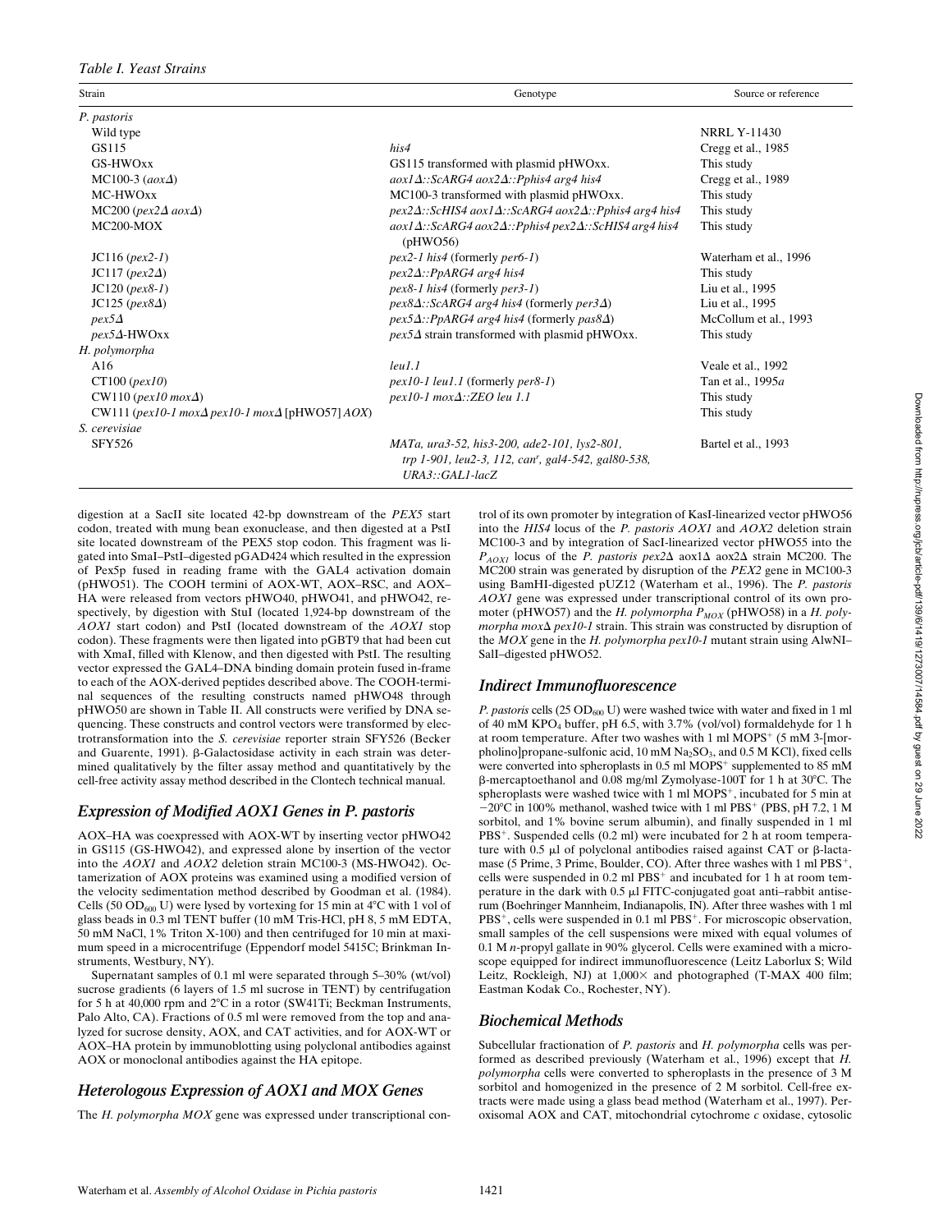*Table I. Yeast Strains*

| Strain | Genotype | Source or reference |
|---|---|---|
| *P. pastoris* | | |
| Wild type | | NRRL Y-11430 |
| GS115 | *his4* | Cregg et al., 1985 |
| GS-HWOxx | GS115 transformed with plasmid pHWOxx. | This study |
| MC100-3 (*aox*Δ) | *aox1*Δ*::ScARG4 aox2*Δ*::Pphis4 arg4 his4* | Cregg et al., 1989 |
| MC-HWOxx | MC100-3 transformed with plasmid pHWOxx. | This study |
| MC200 (*pex2*Δ *aox*Δ) | *pex2*Δ*::ScHIS4 aox1*Δ*::ScARG4 aox2*Δ*::Pphis4 arg4 his4* | This study |
| MC200-MOX | *aox1*Δ*::ScARG4 aox2*Δ*::Pphis4 pex2*Δ*::ScHIS4 arg4 his4* (pHWO56) | This study |
| JC116 (*pex2-1*) | *pex2-1 his4* (formerly *per6-1*) | Waterham et al., 1996 |
| JC117 (*pex2*Δ) | *pex2*Δ*::PpARG4 arg4 his4* | This study |
| JC120 (*pex8-1*) | *pex8-1 his4* (formerly *per3-1*) | Liu et al., 1995 |
| JC125 (*pex8*Δ) | *pex8*Δ*::ScARG4 arg4 his4* (formerly *per3*Δ) | Liu et al., 1995 |
| *pex5*Δ | *pex5*Δ*::PpARG4 arg4 his4* (formerly *pas8*Δ) | McCollum et al., 1993 |
| *pex5*Δ-HWOxx | *pex5*Δ strain transformed with plasmid pHWOxx. | This study |
| *H. polymorpha* | | |
| A16 | *leu1.1* | Veale et al., 1992 |
| CT100 (*pex10*) | *pex10-1 leu1.1* (formerly *per8-1*) | Tan et al., 1995*a* |
| CW110 (*pex10 mox*Δ) | *pex10-1 mox*Δ*::ZEO leu 1.1* | This study |
| CW111 (*pex10-1 mox*Δ *pex10-1 mox*Δ [pHWO57] *AOX*) | | This study |
| *S. cerevisiae* | | |
| SFY526 | *MATa, ura3-52, his3-200, ade2-101, lys2-801, trp 1-901, leu2-3, 112, can$^r$, gal4-542, gal80-538, URA3::GAL1-lacZ* | Bartel et al., 1993 |

digestion at a SacII site located 42-bp downstream of the *PEX5* start codon, treated with mung bean exonuclease, and then digested at a PstI site located downstream of the PEX5 stop codon. This fragment was ligated into SmaI–PstI-digested pGAD424 which resulted in the expression of Pex5p fused in reading frame with the GAL4 activation domain (pHWO51). The COOH termini of AOX-WT, AOX–RSC, and AOX–HA were released from vectors pHWO40, pHWO41, and pHWO42, respectively, by digestion with StuI (located 1,924-bp downstream of the *AOX1* start codon) and PstI (located downstream of the *AOX1* stop codon). These fragments were then ligated into pGBT9 that had been cut with XmaI, filled with Klenow, and then digested with PstI. The resulting vector expressed the GAL4–DNA binding domain protein fused in-frame to each of the AOX-derived peptides described above. The COOH-terminal sequences of the resulting constructs named pHWO48 through pHWO50 are shown in Table II. All constructs were verified by DNA sequencing. These constructs and control vectors were transformed by electrotransformation into the *S. cerevisiae* reporter strain SFY526 (Becker and Guarente, 1991). β-Galactosidase activity in each strain was determined qualitatively by the filter assay method and quantitatively by the cell-free activity assay method described in the Clontech technical manual.

## *Expression of Modified AOX1 Genes in P. pastoris*

AOX–HA was coexpressed with AOX-WT by inserting vector pHWO42 in GS115 (GS-HWO42), and expressed alone by insertion of the vector into the *AOX1* and *AOX2* deletion strain MC100-3 (MS-HWO42). Octamerization of AOX proteins was examined using a modified version of the velocity sedimentation method described by Goodman et al. (1984). Cells (50 $OD_{600}$ U) were lysed by vortexing for 15 min at 4°C with 1 vol of glass beads in 0.3 ml TENT buffer (10 mM Tris-HCl, pH 8, 5 mM EDTA, 50 mM NaCl, 1% Triton X-100) and then centrifuged for 10 min at maximum speed in a microcentrifuge (Eppendorf model 5415C; Brinkman Instruments, Westbury, NY).

Supernatant samples of 0.1 ml were separated through 5–30% (wt/vol) sucrose gradients (6 layers of 1.5 ml sucrose in TENT) by centrifugation for 5 h at 40,000 rpm and 2°C in a rotor (SW41Ti; Beckman Instruments, Palo Alto, CA). Fractions of 0.5 ml were removed from the top and analyzed for sucrose density, AOX, and CAT activities, and for AOX-WT or AOX–HA protein by immunoblotting using polyclonal antibodies against AOX or monoclonal antibodies against the HA epitope.

## *Heterologous Expression of AOX1 and MOX Genes*

The *H. polymorpha MOX* gene was expressed under transcriptional control of its own promoter by integration of KasI-linearized vector pHWO56 into the *HIS4* locus of the *P. pastoris AOX1* and *AOX2* deletion strain MC100-3 and by integration of SacI-linearized vector pHWO55 into the $P_{AOX1}$ locus of the *P. pastoris pex2*Δ aox1Δ aox2Δ strain MC200. The MC200 strain was generated by disruption of the *PEX2* gene in MC100-3 using BamHI-digested pUZ12 (Waterham et al., 1996). The *P. pastoris AOX1* gene was expressed under transcriptional control of its own promoter (pHWO57) and the *H. polymorpha* $P_{MOX}$ (pHWO58) in a *H. polymorpha mox*Δ *pex10-1* strain. This strain was constructed by disruption of the *MOX* gene in the *H. polymorpha pex10-1* mutant strain using AlwNI–SalI–digested pHWO52.

## *Indirect Immunofluorescence*

*P. pastoris* cells (25 $OD_{600}$ U) were washed twice with water and fixed in 1 ml of 40 mM $KPO_4$ buffer, pH 6.5, with 3.7% (vol/vol) formaldehyde for 1 h at room temperature. After two washes with 1 ml MOPS$^+$ (5 mM 3-[morpholino]propane-sulfonic acid, 10 mM $Na_2SO_3$, and 0.5 M KCl), fixed cells were converted into spheroplasts in 0.5 ml MOPS$^+$ supplemented to 85 mM β-mercaptoethanol and 0.08 mg/ml Zymolyase-100T for 1 h at 30°C. The spheroplasts were washed twice with 1 ml MOPS$^+$, incubated for 5 min at −20°C in 100% methanol, washed twice with 1 ml PBS$^+$ (PBS, pH 7.2, 1 M sorbitol, and 1% bovine serum albumin), and finally suspended in 1 ml PBS$^+$. Suspended cells (0.2 ml) were incubated for 2 h at room temperature with 0.5 μl of polyclonal antibodies raised against CAT or β-lactamase (5 Prime, 3 Prime, Boulder, CO). After three washes with 1 ml PBS$^+$, cells were suspended in 0.2 ml PBS$^+$ and incubated for 1 h at room temperature in the dark with 0.5 μl FITC-conjugated goat anti–rabbit antiserum (Boehringer Mannheim, Indianapolis, IN). After three washes with 1 ml PBS$^+$, cells were suspended in 0.1 ml PBS$^+$. For microscopic observation, small samples of the cell suspensions were mixed with equal volumes of 0.1 M *n*-propyl gallate in 90% glycerol. Cells were examined with a microscope equipped for indirect immunofluorescence (Leitz Laborlux S; Wild Leitz, Rockleigh, NJ) at 1,000× and photographed (T-MAX 400 film; Eastman Kodak Co., Rochester, NY).

## *Biochemical Methods*

Subcellular fractionation of *P. pastoris* and *H. polymorpha* cells was performed as described previously (Waterham et al., 1996) except that *H. polymorpha* cells were converted to spheroplasts in the presence of 3 M sorbitol and homogenized in the presence of 2 M sorbitol. Cell-free extracts were made using a glass bead method (Waterham et al., 1997). Peroxisomal AOX and CAT, mitochondrial cytochrome *c* oxidase, cytosolic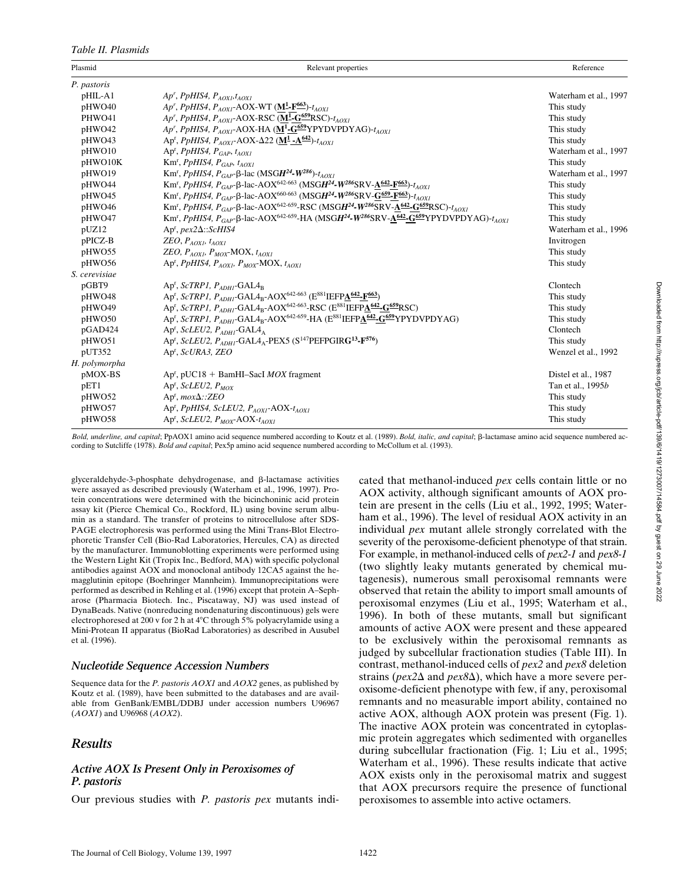*Table II. Plasmids*

| Plasmid | Relevant properties | Reference |
|---|---|---|
| *P. pastoris* | | |
| pHIL-A1 | $Ap^r$, *PpHIS4*, $P_{AOX1}$,$t_{AOX1}$ | Waterham et al., 1997 |
| pHWO40 | $Ap^r$, *PpHIS4*, $P_{AOX1}$-AOX-WT (**M¹-F⁶⁶³**)-$t_{AOX1}$ | This study |
| PHWO41 | $Ap^r$, *PpHIS4*, $P_{AOX1}$-AOX-RSC (**M¹-G⁶⁵⁹**RSC)-$t_{AOX1}$ | This study |
| pHWO42 | $Ap^r$, *PpHIS4*, $P_{AOX1}$-AOX-HA (**M¹-G⁶⁵⁹**YPYDVPDYAG)-$t_{AOX1}$ | This study |
| pHWO43 | $Ap^r$, *PpHIS4*, $P_{AOX1}$-AOX-Δ22 (**M¹-A⁶⁴²**)-$t_{AOX1}$ | This study |
| pHWO10 | $Ap^r$, *PpHIS4*, $P_{GAP}$, $t_{AOX1}$ | Waterham et al., 1997 |
| pHWO10K | $Km^r$, *PpHIS4*, $P_{GAP}$, $t_{AOX1}$ | This study |
| pHWO19 | $Km^r$, *PpHIS4*, $P_{GAP}$-β-lac (MSG***H²⁴-W²⁸⁶***)-$t_{AOX1}$ | Waterham et al., 1997 |
| pHWO44 | $Km^r$, *PpHIS4*, $P_{GAP}$-β-lac-AOX$^{642-663}$ (MSG***H²⁴-W²⁸⁶***SRV-**A⁶⁴²-F⁶⁶³**)-$t_{AOX1}$ | This study |
| pHWO45 | $Km^r$, *PpHIS4*, $P_{GAP}$-β-lac-AOX$^{660-663}$ (MSG***H²⁴-W²⁸⁶***SRV-**G⁶⁵⁹-F⁶⁶³**)-$t_{AOX1}$ | This study |
| pHWO46 | $Km^r$, *PpHIS4*, $P_{GAP}$-β-lac-AOX$^{642-659}$-RSC (MSG***H²⁴-W²⁸⁶***SRV-**A⁶⁴²-G⁶⁵⁹**RSC)-$t_{AOX1}$ | This study |
| pHWO47 | $Km^r$, *PpHIS4*, $P_{GAP}$-β-lac-AOX$^{642-659}$-HA (MSG***H²⁴-W²⁸⁶***SRV-**A⁶⁴²-G⁶⁵⁹**YPYDVPDYAG)-$t_{AOX1}$ | This study |
| pUZ12 | $Ap^r$, *pex2*Δ::*ScHIS4* | Waterham et al., 1996 |
| pPICZ-B | *ZEO*, $P_{AOX1}$, $t_{AOX1}$ | Invitrogen |
| pHWO55 | *ZEO*, $P_{AOX1}$, $P_{MOX}$-MOX, $t_{AOX1}$ | This study |
| pHWO56 | $Ap^r$, *PpHIS4*, $P_{AOX1}$, $P_{MOX}$-MOX, $t_{AOX1}$ | This study |
| *S. cerevisiae* | | |
| pGBT9 | $Ap^r$, *ScTRP1*, $P_{ADH1}$-GAL4$_B$ | Clontech |
| pHWO48 | $Ap^r$, *ScTRP1*, $P_{ADH1}$-GAL4$_B$-AOX$^{642-663}$ (E⁸⁸¹IEFP**A⁶⁴²-F⁶⁶³**) | This study |
| pHWO49 | $Ap^r$, *ScTRP1*, $P_{ADH1}$-GAL4$_B$-AOX$^{642-663}$-RSC (E⁸⁸¹IEFP**A⁶⁴²-G⁶⁵⁹**RSC) | This study |
| pHWO50 | $Ap^r$, *ScTRP1*, $P_{ADH1}$-GAL4$_B$-AOX$^{642-659}$-HA (E⁸⁸¹IEFP**A⁶⁴²-G⁶⁵⁹**YPYDVPDYAG) | This study |
| pGAD424 | $Ap^r$, *ScLEU2*, $P_{ADH1}$-GAL4$_A$ | Clontech |
| pHWO51 | $Ap^r$, *ScLEU2*, $P_{ADH1}$-GAL4$_A$-PEX5 (S¹⁴⁷PEFPGIR**G¹³-F⁵⁷⁶**) | This study |
| pUT352 | $Ap^r$, *ScURA3*, *ZEO* | Wenzel et al., 1992 |
| *H. polymorpha* | | |
| pMOX-BS | $Ap^r$, pUC18 + BamHI–SacI *MOX* fragment | Distel et al., 1987 |
| pET1 | $Ap^r$, *ScLEU2*, $P_{MOX}$ | Tan et al., 1995*b* |
| pHWO52 | $Ap^r$, *mox*Δ::*ZEO* | This study |
| pHWO57 | $Ap^r$, *PpHIS4*, *ScLEU2*, $P_{AOX1}$-AOX-$t_{AOX1}$ | This study |
| pHWO58 | $Ap^r$, *ScLEU2*, $P_{MOX}$-AOX-$t_{AOX1}$ | This study |

*Bold, underline, and capital*; PpAOX1 amino acid sequence numbered according to Koutz et al. (1989). *Bold, italic, and capital*; β-lactamase amino acid sequence numbered according to Sutcliffe (1978). *Bold and capital*; Pex5p amino acid sequence numbered according to McCollum et al. (1993).

glyceraldehyde-3-phosphate dehydrogenase, and β-lactamase activities were assayed as described previously (Waterham et al., 1996, 1997). Protein concentrations were determined with the bicinchoninic acid protein assay kit (Pierce Chemical Co., Rockford, IL) using bovine serum albumin as a standard. The transfer of proteins to nitrocellulose after SDS-PAGE electrophoresis was performed using the Mini Trans-Blot Electrophoretic Transfer Cell (Bio-Rad Laboratories, Hercules, CA) as directed by the manufacturer. Immunoblotting experiments were performed using the Western Light Kit (Tropix Inc., Bedford, MA) with specific polyclonal antibodies against AOX and monoclonal antibody 12CA5 against the hemagglutinin epitope (Boehringer Mannheim). Immunoprecipitations were performed as described in Rehling et al. (1996) except that protein A–Sepharose (Pharmacia Biotech. Inc., Piscataway, NJ) was used instead of DynaBeads. Native (nonreducing nondenaturing discontinuous) gels were electrophoresed at 200 v for 2 h at 4°C through 5% polyacrylamide using a Mini-Protean II apparatus (BioRad Laboratories) as described in Ausubel et al. (1996).

### *Nucleotide Sequence Accession Numbers*

Sequence data for the *P. pastoris AOX1* and *AOX2* genes, as published by Koutz et al. (1989), have been submitted to the databases and are available from GenBank/EMBL/DDBJ under accession numbers U96967 (*AOX1*) and U96968 (*AOX2*).

## *Results*

### *Active AOX Is Present Only in Peroxisomes of P. pastoris*

Our previous studies with *P. pastoris pex* mutants indicated that methanol-induced *pex* cells contain little or no AOX activity, although significant amounts of AOX protein are present in the cells (Liu et al., 1992, 1995; Waterham et al., 1996). The level of residual AOX activity in an individual *pex* mutant allele strongly correlated with the severity of the peroxisome-deficient phenotype of that strain. For example, in methanol-induced cells of *pex2-1* and *pex8-1* (two slightly leaky mutants generated by chemical mutagenesis), numerous small peroxisomal remnants were observed that retain the ability to import small amounts of peroxisomal enzymes (Liu et al., 1995; Waterham et al., 1996). In both of these mutants, small but significant amounts of active AOX were present and these appeared to be exclusively within the peroxisomal remnants as judged by subcellular fractionation studies (Table III). In contrast, methanol-induced cells of *pex2* and *pex8* deletion strains (*pex2*Δ and *pex8*Δ), which have a more severe peroxisome-deficient phenotype with few, if any, peroxisomal remnants and no measurable import ability, contained no active AOX, although AOX protein was present (Fig. 1). The inactive AOX protein was concentrated in cytoplasmic protein aggregates which sedimented with organelles during subcellular fractionation (Fig. 1; Liu et al., 1995; Waterham et al., 1996). These results indicate that active AOX exists only in the peroxisomal matrix and suggest that AOX precursors require the presence of functional peroxisomes to assemble into active octamers.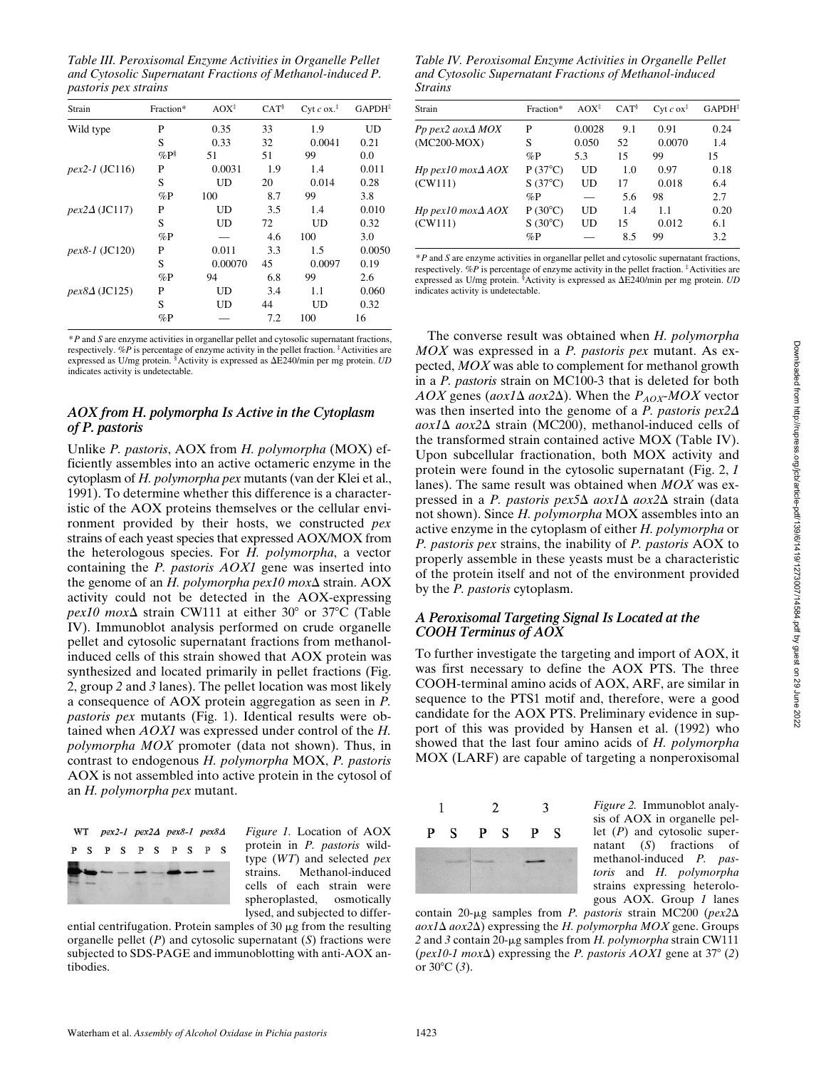*Table III. Peroxisomal Enzyme Activities in Organelle Pellet and Cytosolic Supernatant Fractions of Methanol-induced P. pastoris pex strains*

| Strain | Fraction* | AOX‡ | CAT§ | Cyt *c* ox.‡ | GAPDH‡ |
|---|---|---|---|---|---|
| Wild type | P | 0.35 | 33 | 1.9 | UD |
| | S | 0.33 | 32 | 0.0041 | 0.21 |
| | %P§ | 51 | 51 | 99 | 0.0 |
| *pex2-1* (JC116) | P | 0.0031 | 1.9 | 1.4 | 0.011 |
| | S | UD | 20 | 0.014 | 0.28 |
| | %P | 100 | 8.7 | 99 | 3.8 |
| *pex2Δ* (JC117) | P | UD | 3.5 | 1.4 | 0.010 |
| | S | UD | 72 | UD | 0.32 |
| | %P | — | 4.6 | 100 | 3.0 |
| *pex8-1* (JC120) | P | 0.011 | 3.3 | 1.5 | 0.0050 |
| | S | 0.00070 | 45 | 0.0097 | 0.19 |
| | %P | 94 | 6.8 | 99 | 2.6 |
| *pex8Δ* (JC125) | P | UD | 3.4 | 1.1 | 0.060 |
| | S | UD | 44 | UD | 0.32 |
| | %P | — | 7.2 | 100 | 16 |

*\*P* and *S* are enzyme activities in organellar pellet and cytosolic supernatant fractions, respectively. *%P* is percentage of enzyme activity in the pellet fraction. ‡Activities are expressed as U/mg protein. §Activity is expressed as ΔE240/min per mg protein. *UD* indicates activity is undetectable.

### *AOX from H. polymorpha Is Active in the Cytoplasm of P. pastoris*

Unlike *P. pastoris*, AOX from *H. polymorpha* (MOX) efficiently assembles into an active octameric enzyme in the cytoplasm of *H. polymorpha pex* mutants (van der Klei et al., 1991). To determine whether this difference is a characteristic of the AOX proteins themselves or the cellular environment provided by their hosts, we constructed *pex* strains of each yeast species that expressed AOX/MOX from the heterologous species. For *H. polymorpha*, a vector containing the *P. pastoris AOX1* gene was inserted into the genome of an *H. polymorpha pex10 moxΔ* strain. AOX activity could not be detected in the AOX-expressing *pex10 moxΔ* strain CW111 at either 30° or 37°C (Table IV). Immunoblot analysis performed on crude organelle pellet and cytosolic supernatant fractions from methanol-induced cells of this strain showed that AOX protein was synthesized and located primarily in pellet fractions (Fig. 2, group *2* and *3* lanes). The pellet location was most likely a consequence of AOX protein aggregation as seen in *P. pastoris pex* mutants (Fig. 1). Identical results were obtained when *AOX1* was expressed under control of the *H. polymorpha MOX* promoter (data not shown). Thus, in contrast to endogenous *H. polymorpha* MOX, *P. pastoris* AOX is not assembled into active protein in the cytosol of an *H. polymorpha pex* mutant.

*Figure 1.* Location of AOX protein in *P. pastoris* wild-type (*WT*) and selected *pex* strains. Methanol-induced cells of each strain were spheroplasted, osmotically lysed, and subjected to differential centrifugation. Protein samples of 30 μg from the resulting organelle pellet (*P*) and cytosolic supernatant (*S*) fractions were subjected to SDS-PAGE and immunoblotting with anti-AOX antibodies.

*Table IV. Peroxisomal Enzyme Activities in Organelle Pellet and Cytosolic Supernatant Fractions of Methanol-induced Strains*

| Strain | Fraction* | AOX‡ | CAT§ | Cyt *c* ox‡ | GAPDH‡ |
|---|---|---|---|---|---|
| *Pp pex2 aoxΔ MOX* | P | 0.0028 | 9.1 | 0.91 | 0.24 |
| (MC200-MOX) | S | 0.050 | 52 | 0.0070 | 1.4 |
| | %P | 5.3 | 15 | 99 | 15 |
| *Hp pex10 moxΔ AOX* | P (37°C) | UD | 1.0 | 0.97 | 0.18 |
| (CW111) | S (37°C) | UD | 17 | 0.018 | 6.4 |
| | %P | — | 5.6 | 98 | 2.7 |
| *Hp pex10 moxΔ AOX* | P (30°C) | UD | 1.4 | 1.1 | 0.20 |
| (CW111) | S (30°C) | UD | 15 | 0.012 | 6.1 |
| | %P | — | 8.5 | 99 | 3.2 |

*\*P* and *S* are enzyme activities in organellar pellet and cytosolic supernatant fractions, respectively. *%P* is percentage of enzyme activity in the pellet fraction. ‡Activities are expressed as U/mg protein. §Activity is expressed as ΔE240/min per mg protein. *UD* indicates activity is undetectable.

The converse result was obtained when *H. polymorpha MOX* was expressed in a *P. pastoris pex* mutant. As expected, *MOX* was able to complement for methanol growth in a *P. pastoris* strain on MC100-3 that is deleted for both *AOX* genes (*aox1Δ aox2Δ*). When the $P_{AOX}$-*MOX* vector was then inserted into the genome of a *P. pastoris pex2Δ aox1Δ aox2Δ* strain (MC200), methanol-induced cells of the transformed strain contained active MOX (Table IV). Upon subcellular fractionation, both MOX activity and protein were found in the cytosolic supernatant (Fig. 2, *1* lanes). The same result was obtained when *MOX* was expressed in a *P. pastoris pex5Δ aox1Δ aox2Δ* strain (data not shown). Since *H. polymorpha* MOX assembles into an active enzyme in the cytoplasm of either *H. polymorpha* or *P. pastoris pex* strains, the inability of *P. pastoris* AOX to properly assemble in these yeasts must be a characteristic of the protein itself and not of the environment provided by the *P. pastoris* cytoplasm.

### *A Peroxisomal Targeting Signal Is Located at the COOH Terminus of AOX*

To further investigate the targeting and import of AOX, it was first necessary to define the AOX PTS. The three COOH-terminal amino acids of AOX, ARF, are similar in sequence to the PTS1 motif and, therefore, were a good candidate for the AOX PTS. Preliminary evidence in support of this was provided by Hansen et al. (1992) who showed that the last four amino acids of *H. polymorpha* MOX (LARF) are capable of targeting a nonperoxisomal

*Figure 2.* Immunoblot analysis of AOX in organelle pellet (*P*) and cytosolic supernatant (*S*) fractions of methanol-induced *P. pastoris* and *H. polymorpha* strains expressing heterologous AOX. Group *1* lanes contain 20-μg samples from *P. pastoris* strain MC200 (*pex2Δ aox1Δ aox2Δ*) expressing the *H. polymorpha MOX* gene. Groups *2* and *3* contain 20-μg samples from *H. polymorpha* strain CW111 (*pex10-1 moxΔ*) expressing the *P. pastoris AOX1* gene at 37° (*2*) or 30°C (*3*).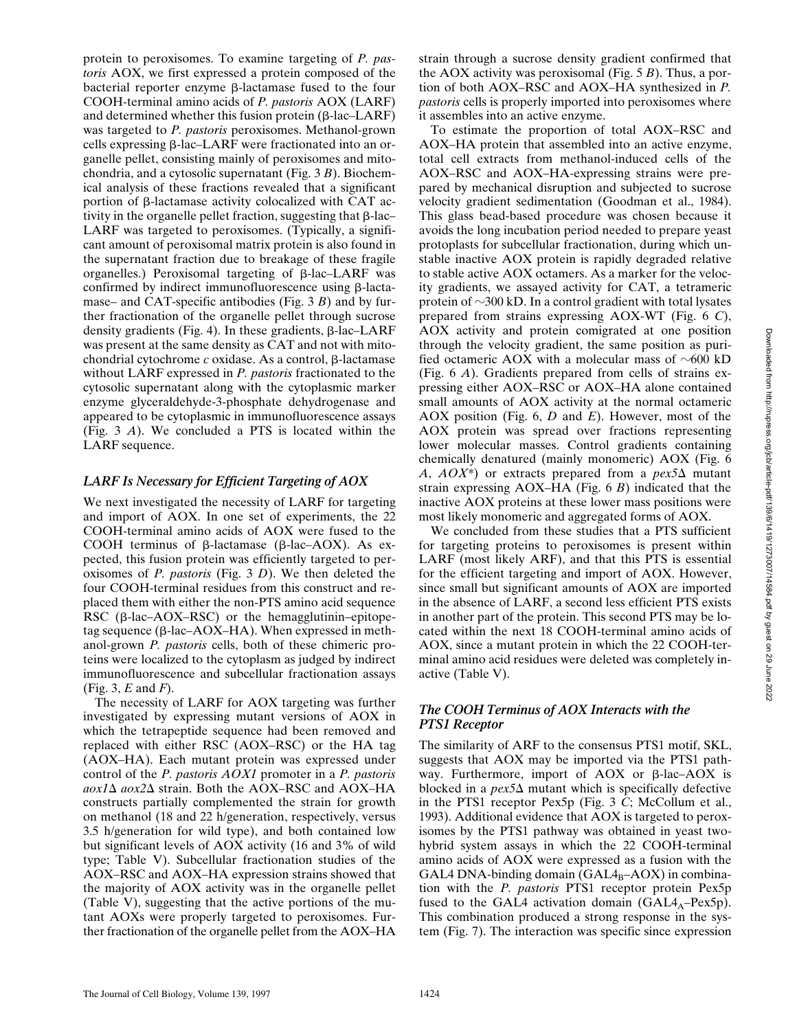protein to peroxisomes. To examine targeting of *P. pastoris* AOX, we first expressed a protein composed of the bacterial reporter enzyme β-lactamase fused to the four COOH-terminal amino acids of *P. pastoris* AOX (LARF) and determined whether this fusion protein (β-lac–LARF) was targeted to *P. pastoris* peroxisomes. Methanol-grown cells expressing β-lac–LARF were fractionated into an organelle pellet, consisting mainly of peroxisomes and mitochondria, and a cytosolic supernatant (Fig. 3 *B*). Biochemical analysis of these fractions revealed that a significant portion of β-lactamase activity colocalized with CAT activity in the organelle pellet fraction, suggesting that β-lac–LARF was targeted to peroxisomes. (Typically, a significant amount of peroxisomal matrix protein is also found in the supernatant fraction due to breakage of these fragile organelles.) Peroxisomal targeting of β-lac–LARF was confirmed by indirect immunofluorescence using β-lactamase– and CAT-specific antibodies (Fig. 3 *B*) and by further fractionation of the organelle pellet through sucrose density gradients (Fig. 4). In these gradients, β-lac–LARF was present at the same density as CAT and not with mitochondrial cytochrome *c* oxidase. As a control, β-lactamase without LARF expressed in *P. pastoris* fractionated to the cytosolic supernatant along with the cytoplasmic marker enzyme glyceraldehyde-3-phosphate dehydrogenase and appeared to be cytoplasmic in immunofluorescence assays (Fig. 3 *A*). We concluded a PTS is located within the LARF sequence.

### *LARF Is Necessary for Efficient Targeting of AOX*

We next investigated the necessity of LARF for targeting and import of AOX. In one set of experiments, the 22 COOH-terminal amino acids of AOX were fused to the COOH terminus of β-lactamase (β-lac–AOX). As expected, this fusion protein was efficiently targeted to peroxisomes of *P. pastoris* (Fig. 3 *D*). We then deleted the four COOH-terminal residues from this construct and replaced them with either the non-PTS amino acid sequence RSC (β-lac–AOX–RSC) or the hemagglutinin–epitope-tag sequence (β-lac–AOX–HA). When expressed in methanol-grown *P. pastoris* cells, both of these chimeric proteins were localized to the cytoplasm as judged by indirect immunofluorescence and subcellular fractionation assays (Fig. 3, *E* and *F*).

The necessity of LARF for AOX targeting was further investigated by expressing mutant versions of AOX in which the tetrapeptide sequence had been removed and replaced with either RSC (AOX–RSC) or the HA tag (AOX–HA). Each mutant protein was expressed under control of the *P. pastoris AOX1* promoter in a *P. pastoris aox1*Δ *aox2*Δ strain. Both the AOX–RSC and AOX–HA constructs partially complemented the strain for growth on methanol (18 and 22 h/generation, respectively, versus 3.5 h/generation for wild type), and both contained low but significant levels of AOX activity (16 and 3% of wild type; Table V). Subcellular fractionation studies of the AOX–RSC and AOX–HA expression strains showed that the majority of AOX activity was in the organelle pellet (Table V), suggesting that the active portions of the mutant AOXs were properly targeted to peroxisomes. Further fractionation of the organelle pellet from the AOX–HA strain through a sucrose density gradient confirmed that the AOX activity was peroxisomal (Fig. 5 *B*). Thus, a portion of both AOX–RSC and AOX–HA synthesized in *P. pastoris* cells is properly imported into peroxisomes where it assembles into an active enzyme.

To estimate the proportion of total AOX–RSC and AOX–HA protein that assembled into an active enzyme, total cell extracts from methanol-induced cells of the AOX–RSC and AOX–HA-expressing strains were prepared by mechanical disruption and subjected to sucrose velocity gradient sedimentation (Goodman et al., 1984). This glass bead-based procedure was chosen because it avoids the long incubation period needed to prepare yeast protoplasts for subcellular fractionation, during which unstable inactive AOX protein is rapidly degraded relative to stable active AOX octamers. As a marker for the velocity gradients, we assayed activity for CAT, a tetrameric protein of ~300 kD. In a control gradient with total lysates prepared from strains expressing AOX-WT (Fig. 6 *C*), AOX activity and protein comigrated at one position through the velocity gradient, the same position as purified octameric AOX with a molecular mass of ~600 kD (Fig. 6 *A*). Gradients prepared from cells of strains expressing either AOX–RSC or AOX–HA alone contained small amounts of AOX activity at the normal octameric AOX position (Fig. 6, *D* and *E*). However, most of the AOX protein was spread over fractions representing lower molecular masses. Control gradients containing chemically denatured (mainly monomeric) AOX (Fig. 6 *A*, *AOX\**) or extracts prepared from a *pex5*Δ mutant strain expressing AOX–HA (Fig. 6 *B*) indicated that the inactive AOX proteins at these lower mass positions were most likely monomeric and aggregated forms of AOX.

We concluded from these studies that a PTS sufficient for targeting proteins to peroxisomes is present within LARF (most likely ARF), and that this PTS is essential for the efficient targeting and import of AOX. However, since small but significant amounts of AOX are imported in the absence of LARF, a second less efficient PTS exists in another part of the protein. This second PTS may be located within the next 18 COOH-terminal amino acids of AOX, since a mutant protein in which the 22 COOH-terminal amino acid residues were deleted was completely inactive (Table V).

### *The COOH Terminus of AOX Interacts with the PTS1 Receptor*

The similarity of ARF to the consensus PTS1 motif, SKL, suggests that AOX may be imported via the PTS1 pathway. Furthermore, import of AOX or β-lac–AOX is blocked in a *pex5*Δ mutant which is specifically defective in the PTS1 receptor Pex5p (Fig. 3 *C*; McCollum et al., 1993). Additional evidence that AOX is targeted to peroxisomes by the PTS1 pathway was obtained in yeast two-hybrid system assays in which the 22 COOH-terminal amino acids of AOX were expressed as a fusion with the GAL4 DNA-binding domain ($GAL4_B$–AOX) in combination with the *P. pastoris* PTS1 receptor protein Pex5p fused to the GAL4 activation domain ($GAL4_A$–Pex5p). This combination produced a strong response in the system (Fig. 7). The interaction was specific since expression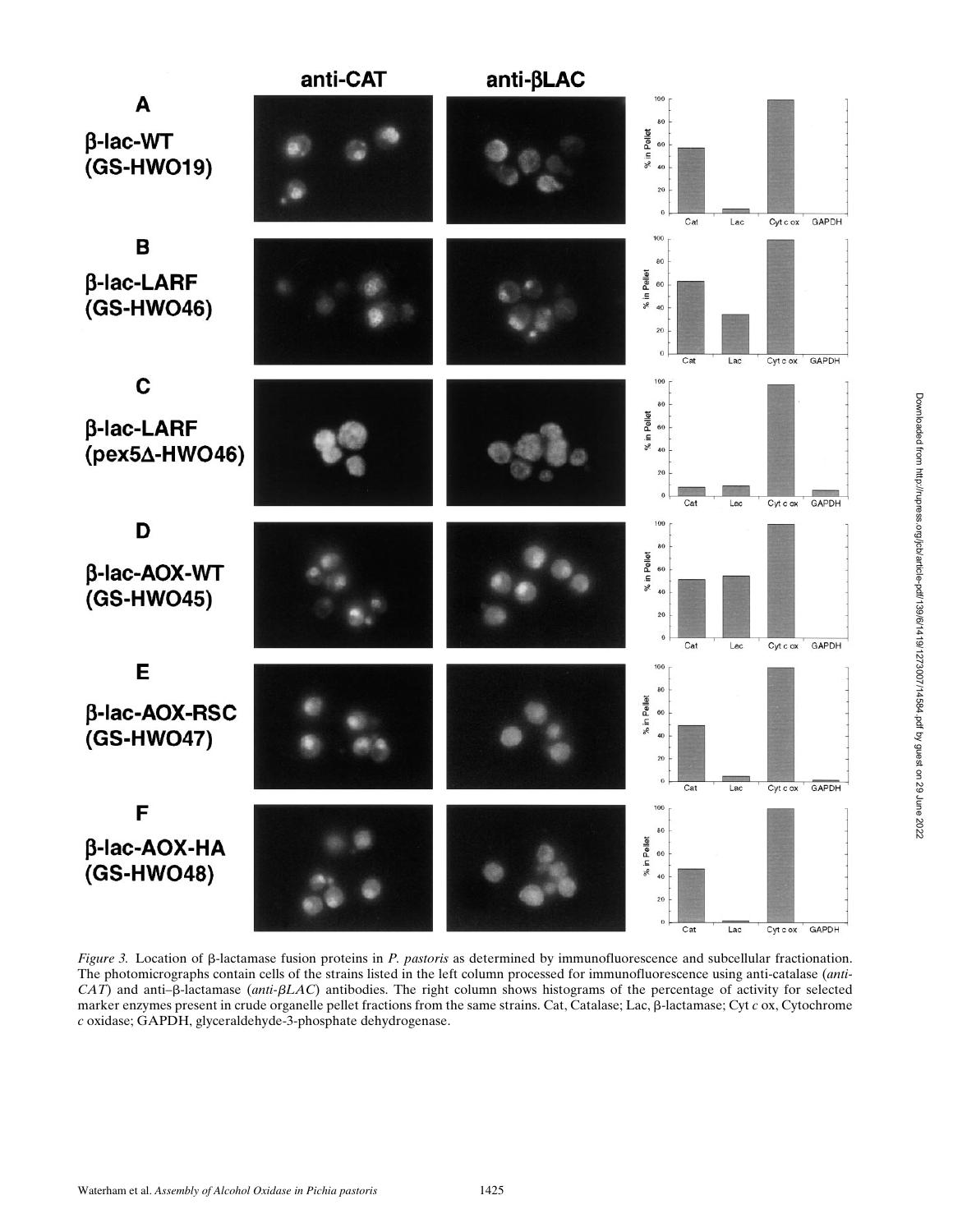*Figure 3.* Location of β-lactamase fusion proteins in *P. pastoris* as determined by immunofluorescence and subcellular fractionation. The photomicrographs contain cells of the strains listed in the left column processed for immunofluorescence using anti-catalase (*anti-CAT*) and anti–β-lactamase (*anti-βLAC*) antibodies. The right column shows histograms of the percentage of activity for selected marker enzymes present in crude organelle pellet fractions from the same strains. Cat, Catalase; Lac, β-lactamase; Cyt *c* ox, Cytochrome *c* oxidase; GAPDH, glyceraldehyde-3-phosphate dehydrogenase.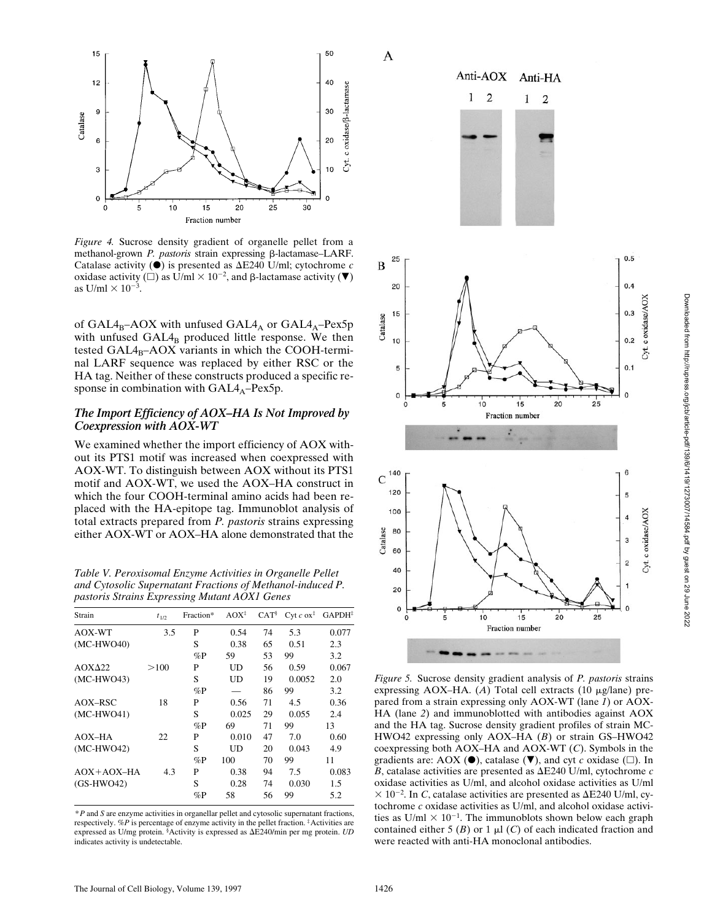*Figure 4.* Sucrose density gradient of organelle pellet from a methanol-grown *P. pastoris* strain expressing β-lactamase–LARF. Catalase activity (●) is presented as ΔE240 U/ml; cytochrome *c* oxidase activity (□) as U/ml × $10^{-2}$, and β-lactamase activity (▼) as U/ml × $10^{-3}$.

of $GAL4_B$–AOX with unfused $GAL4_A$ or $GAL4_A$–Pex5p with unfused $GAL4_B$ produced little response. We then tested $GAL4_B$–AOX variants in which the COOH-terminal LARF sequence was replaced by either RSC or the HA tag. Neither of these constructs produced a specific response in combination with $GAL4_A$–Pex5p.

### *The Import Efficiency of AOX–HA Is Not Improved by Coexpression with AOX-WT*

We examined whether the import efficiency of AOX without its PTS1 motif was increased when coexpressed with AOX-WT. To distinguish between AOX without its PTS1 motif and AOX-WT, we used the AOX–HA construct in which the four COOH-terminal amino acids had been replaced with the HA-epitope tag. Immunoblot analysis of total extracts prepared from *P. pastoris* strains expressing either AOX-WT or AOX–HA alone demonstrated that the

*Table V. Peroxisomal Enzyme Activities in Organelle Pellet and Cytosolic Supernatant Fractions of Methanol-induced P. pastoris Strains Expressing Mutant AOX1 Genes*

| Strain | $t_{1/2}$ | Fraction* | AOX[‡] | CAT[§] | Cyt *c* ox[‡] | GAPDH[‡] |
|---|---|---|---|---|---|---|
| AOX-WT | 3.5 | P | 0.54 | 74 | 5.3 | 0.077 |
| (MC-HWO40) | | S | 0.38 | 65 | 0.51 | 2.3 |
| | | %P | 59 | 53 | 99 | 3.2 |
| AOXΔ22 | >100 | P | UD | 56 | 0.59 | 0.067 |
| (MC-HWO43) | | S | UD | 19 | 0.0052 | 2.0 |
| | | %P | — | 86 | 99 | 3.2 |
| AOX–RSC | 18 | P | 0.56 | 71 | 4.5 | 0.36 |
| (MC-HWO41) | | S | 0.025 | 29 | 0.055 | 2.4 |
| | | %P | 69 | 71 | 99 | 13 |
| AOX–HA | 22 | P | 0.010 | 47 | 7.0 | 0.60 |
| (MC-HWO42) | | S | UD | 20 | 0.043 | 4.9 |
| | | %P | 100 | 70 | 99 | 11 |
| AOX+AOX–HA | 4.3 | P | 0.38 | 94 | 7.5 | 0.083 |
| (GS-HWO42) | | S | 0.28 | 74 | 0.030 | 1.5 |
| | | %P | 58 | 56 | 99 | 5.2 |

*P and S are enzyme activities in organellar pellet and cytosolic supernatant fractions, respectively. %P is percentage of enzyme activity in the pellet fraction. [‡]Activities are expressed as U/mg protein. [§]Activity is expressed as ΔE240/min per mg protein. *UD* indicates activity is undetectable.

*Figure 5.* Sucrose density gradient analysis of *P. pastoris* strains expressing AOX–HA. (*A*) Total cell extracts (10 μg/lane) prepared from a strain expressing only AOX-WT (lane *1*) or AOX-HA (lane *2*) and immunoblotted with antibodies against AOX and the HA tag. Sucrose density gradient profiles of strain MC-HWO42 expressing only AOX–HA (*B*) or strain GS–HWO42 coexpressing both AOX–HA and AOX-WT (*C*). Symbols in the gradients are: AOX (●), catalase (▼), and cyt *c* oxidase (□). In *B*, catalase activities are presented as ΔE240 U/ml, cytochrome *c* oxidase activities as U/ml, and alcohol oxidase activities as U/ml × $10^{-2}$. In *C*, catalase activities are presented as ΔE240 U/ml, cytochrome *c* oxidase activities as U/ml, and alcohol oxidase activities as U/ml × $10^{-1}$. The immunoblots shown below each graph contained either 5 (*B*) or 1 μl (*C*) of each indicated fraction and were reacted with anti-HA monoclonal antibodies.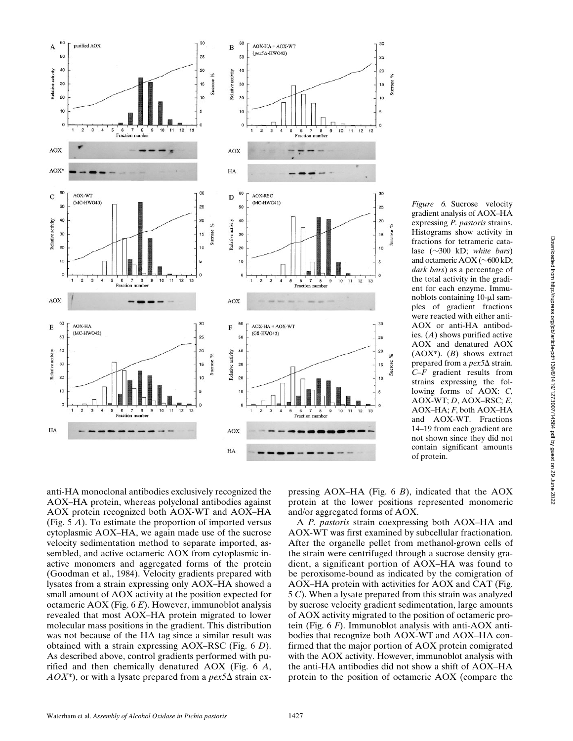*Figure 6.* Sucrose velocity gradient analysis of AOX–HA expressing *P. pastoris* strains. Histograms show activity in fractions for tetrameric catalase (~300 kD; *white bars*) and octameric AOX (~600 kD; *dark bars*) as a percentage of the total activity in the gradient for each enzyme. Immunoblots containing 10-μl samples of gradient fractions were reacted with either anti-AOX or anti-HA antibodies. (*A*) shows purified active AOX and denatured AOX (AOX*). (*B*) shows extract prepared from a *pex5*Δ strain. *C–F* gradient results from strains expressing the following forms of AOX: *C*, AOX-WT; *D*, AOX–RSC; *E*, AOX–HA; *F*, both AOX–HA and AOX-WT. Fractions 14–19 from each gradient are not shown since they did not contain significant amounts of protein.

anti-HA monoclonal antibodies exclusively recognized the AOX–HA protein, whereas polyclonal antibodies against AOX protein recognized both AOX-WT and AOX–HA (Fig. 5 *A*). To estimate the proportion of imported versus cytoplasmic AOX–HA, we again made use of the sucrose velocity sedimentation method to separate imported, assembled, and active octameric AOX from cytoplasmic inactive monomers and aggregated forms of the protein (Goodman et al., 1984). Velocity gradients prepared with lysates from a strain expressing only AOX–HA showed a small amount of AOX activity at the position expected for octameric AOX (Fig. 6 *E*). However, immunoblot analysis revealed that most AOX–HA protein migrated to lower molecular mass positions in the gradient. This distribution was not because of the HA tag since a similar result was obtained with a strain expressing AOX–RSC (Fig. 6 *D*). As described above, control gradients performed with purified and then chemically denatured AOX (Fig. 6 *A*, *AOX**), or with a lysate prepared from a *pex5*Δ strain expressing AOX–HA (Fig. 6 *B*), indicated that the AOX protein at the lower positions represented monomeric and/or aggregated forms of AOX.

A *P. pastoris* strain coexpressing both AOX–HA and AOX-WT was first examined by subcellular fractionation. After the organelle pellet from methanol-grown cells of the strain were centrifuged through a sucrose density gradient, a significant portion of AOX–HA was found to be peroxisome-bound as indicated by the comigration of AOX–HA protein with activities for AOX and CAT (Fig. 5 *C*). When a lysate prepared from this strain was analyzed by sucrose velocity gradient sedimentation, large amounts of AOX activity migrated to the position of octameric protein (Fig. 6 *F*). Immunoblot analysis with anti-AOX antibodies that recognize both AOX-WT and AOX–HA confirmed that the major portion of AOX protein comigrated with the AOX activity. However, immunoblot analysis with the anti-HA antibodies did not show a shift of AOX–HA protein to the position of octameric AOX (compare the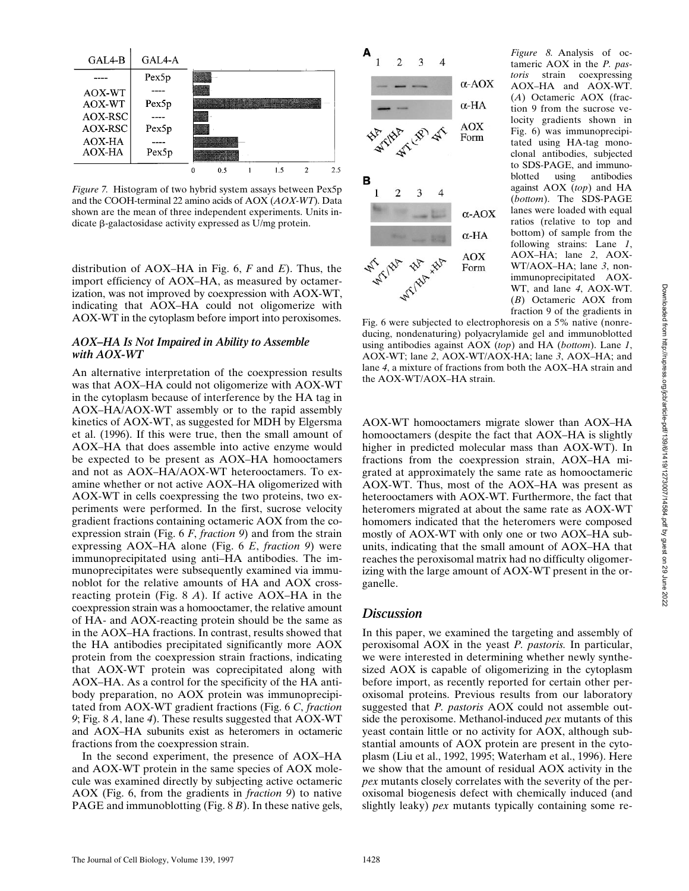GAL4-B | GAL4-A
---- | Pex5p
AOX-WT | ----
AOX-WT | Pex5p
AOX-RSC | ----
AOX-RSC | Pex5p
AOX-HA | ----
AOX-HA | Pex5p

0 0.5 1 1.5 2 2.5

*Figure 7.* Histogram of two hybrid system assays between Pex5p and the COOH-terminal 22 amino acids of AOX (*AOX-WT*). Data shown are the mean of three independent experiments. Units indicate β-galactosidase activity expressed as U/mg protein.

distribution of AOX–HA in Fig. 6, *F* and *E*). Thus, the import efficiency of AOX–HA, as measured by octamerization, was not improved by coexpression with AOX-WT, indicating that AOX–HA could not oligomerize with AOX-WT in the cytoplasm before import into peroxisomes.

### *AOX–HA Is Not Impaired in Ability to Assemble with AOX-WT*

An alternative interpretation of the coexpression results was that AOX–HA could not oligomerize with AOX-WT in the cytoplasm because of interference by the HA tag in AOX–HA/AOX-WT assembly or to the rapid assembly kinetics of AOX-WT, as suggested for MDH by Elgersma et al. (1996). If this were true, then the small amount of AOX–HA that does assemble into active enzyme would be expected to be present as AOX–HA homooctamers and not as AOX–HA/AOX-WT heterooctamers. To examine whether or not active AOX–HA oligomerized with AOX-WT in cells coexpressing the two proteins, two experiments were performed. In the first, sucrose velocity gradient fractions containing octameric AOX from the coexpression strain (Fig. 6 *F*, *fraction 9*) and from the strain expressing AOX–HA alone (Fig. 6 *E*, *fraction 9*) were immunoprecipitated using anti–HA antibodies. The immunoprecipitates were subsequently examined via immunoblot for the relative amounts of HA and AOX cross-reacting protein (Fig. 8 *A*). If active AOX–HA in the coexpression strain was a homooctamer, the relative amount of HA- and AOX-reacting protein should be the same as in the AOX–HA fractions. In contrast, results showed that the HA antibodies precipitated significantly more AOX protein from the coexpression strain fractions, indicating that AOX-WT protein was coprecipitated along with AOX–HA. As a control for the specificity of the HA antibody preparation, no AOX protein was immunoprecipitated from AOX-WT gradient fractions (Fig. 6 *C*, *fraction 9*; Fig. 8 *A*, lane *4*). These results suggested that AOX-WT and AOX–HA subunits exist as heteromers in octameric fractions from the coexpression strain.

In the second experiment, the presence of AOX–HA and AOX-WT protein in the same species of AOX molecule was examined directly by subjecting active octameric AOX (Fig. 6, from the gradients in *fraction 9*) to native PAGE and immunoblotting (Fig. 8 *B*). In these native gels,

A
1 2 3 4
α-AOX
α-HA
AOX Form
HA WT/HA WT (-IP) WT

B
1 2 3 4
α-AOX
α-HA
AOX Form
WT WT/HA HA WT/HA +HA

*Figure 8.* Analysis of octameric AOX in the *P. pastoris* strain coexpressing AOX–HA and AOX-WT. (*A*) Octameric AOX (fraction 9 from the sucrose velocity gradients shown in Fig. 6) was immunoprecipitated using HA-tag monoclonal antibodies, subjected to SDS-PAGE, and immunoblotted using antibodies against AOX (*top*) and HA (*bottom*). The SDS-PAGE lanes were loaded with equal ratios (relative to top and bottom) of sample from the following strains: Lane *1*, AOX–HA; lane *2*, AOX-WT/AOX–HA; lane *3*, nonimmunoprecipitated AOX-WT, and lane *4*, AOX-WT. (*B*) Octameric AOX from fraction 9 of the gradients in Fig. 6 were subjected to electrophoresis on a 5% native (nonreducing, nondenaturing) polyacrylamide gel and immunoblotted using antibodies against AOX (*top*) and HA (*bottom*). Lane *1*, AOX-WT; lane *2*, AOX-WT/AOX-HA; lane *3*, AOX–HA; and lane *4*, a mixture of fractions from both the AOX–HA strain and the AOX-WT/AOX–HA strain.

AOX-WT homooctamers migrate slower than AOX–HA homooctamers (despite the fact that AOX–HA is slightly higher in predicted molecular mass than AOX-WT). In fractions from the coexpression strain, AOX–HA migrated at approximately the same rate as homooctameric AOX-WT. Thus, most of the AOX–HA was present as heterooctamers with AOX-WT. Furthermore, the fact that heteromers migrated at about the same rate as AOX-WT homomers indicated that the heteromers were composed mostly of AOX-WT with only one or two AOX–HA subunits, indicating that the small amount of AOX–HA that reaches the peroxisomal matrix had no difficulty oligomerizing with the large amount of AOX-WT present in the organelle.

## *Discussion*

In this paper, we examined the targeting and assembly of peroxisomal AOX in the yeast *P. pastoris.* In particular, we were interested in determining whether newly synthesized AOX is capable of oligomerizing in the cytoplasm before import, as recently reported for certain other peroxisomal proteins. Previous results from our laboratory suggested that *P. pastoris* AOX could not assemble outside the peroxisome. Methanol-induced *pex* mutants of this yeast contain little or no activity for AOX, although substantial amounts of AOX protein are present in the cytoplasm (Liu et al., 1992, 1995; Waterham et al., 1996). Here we show that the amount of residual AOX activity in the *pex* mutants closely correlates with the severity of the peroxisomal biogenesis defect with chemically induced (and slightly leaky) *pex* mutants typically containing some re-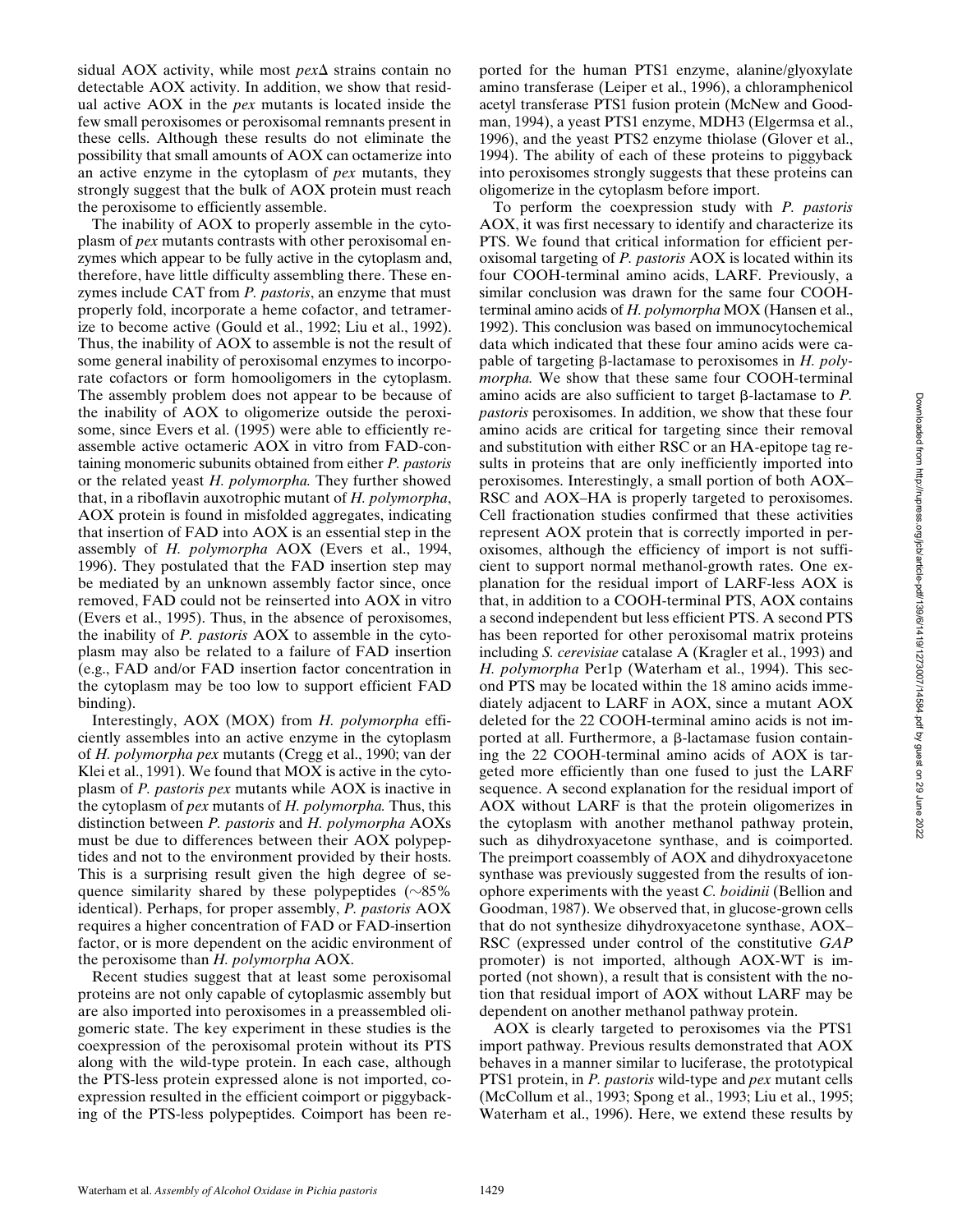sidual AOX activity, while most *pex*Δ strains contain no detectable AOX activity. In addition, we show that residual active AOX in the *pex* mutants is located inside the few small peroxisomes or peroxisomal remnants present in these cells. Although these results do not eliminate the possibility that small amounts of AOX can octamerize into an active enzyme in the cytoplasm of *pex* mutants, they strongly suggest that the bulk of AOX protein must reach the peroxisome to efficiently assemble.

The inability of AOX to properly assemble in the cytoplasm of *pex* mutants contrasts with other peroxisomal enzymes which appear to be fully active in the cytoplasm and, therefore, have little difficulty assembling there. These enzymes include CAT from *P. pastoris*, an enzyme that must properly fold, incorporate a heme cofactor, and tetramerize to become active (Gould et al., 1992; Liu et al., 1992). Thus, the inability of AOX to assemble is not the result of some general inability of peroxisomal enzymes to incorporate cofactors or form homooligomers in the cytoplasm. The assembly problem does not appear to be because of the inability of AOX to oligomerize outside the peroxisome, since Evers et al. (1995) were able to efficiently reassemble active octameric AOX in vitro from FAD-containing monomeric subunits obtained from either *P. pastoris* or the related yeast *H. polymorpha.* They further showed that, in a riboflavin auxotrophic mutant of *H. polymorpha*, AOX protein is found in misfolded aggregates, indicating that insertion of FAD into AOX is an essential step in the assembly of *H. polymorpha* AOX (Evers et al., 1994, 1996). They postulated that the FAD insertion step may be mediated by an unknown assembly factor since, once removed, FAD could not be reinserted into AOX in vitro (Evers et al., 1995). Thus, in the absence of peroxisomes, the inability of *P. pastoris* AOX to assemble in the cytoplasm may also be related to a failure of FAD insertion (e.g., FAD and/or FAD insertion factor concentration in the cytoplasm may be too low to support efficient FAD binding).

Interestingly, AOX (MOX) from *H. polymorpha* efficiently assembles into an active enzyme in the cytoplasm of *H. polymorpha pex* mutants (Cregg et al., 1990; van der Klei et al., 1991). We found that MOX is active in the cytoplasm of *P. pastoris pex* mutants while AOX is inactive in the cytoplasm of *pex* mutants of *H. polymorpha.* Thus, this distinction between *P. pastoris* and *H. polymorpha* AOXs must be due to differences between their AOX polypeptides and not to the environment provided by their hosts. This is a surprising result given the high degree of sequence similarity shared by these polypeptides (~85% identical). Perhaps, for proper assembly, *P. pastoris* AOX requires a higher concentration of FAD or FAD-insertion factor, or is more dependent on the acidic environment of the peroxisome than *H. polymorpha* AOX.

Recent studies suggest that at least some peroxisomal proteins are not only capable of cytoplasmic assembly but are also imported into peroxisomes in a preassembled oligomeric state. The key experiment in these studies is the coexpression of the peroxisomal protein without its PTS along with the wild-type protein. In each case, although the PTS-less protein expressed alone is not imported, coexpression resulted in the efficient coimport or piggybacking of the PTS-less polypeptides. Coimport has been reported for the human PTS1 enzyme, alanine/glyoxylate amino transferase (Leiper et al., 1996), a chloramphenicol acetyl transferase PTS1 fusion protein (McNew and Goodman, 1994), a yeast PTS1 enzyme, MDH3 (Elgersma et al., 1996), and the yeast PTS2 enzyme thiolase (Glover et al., 1994). The ability of each of these proteins to piggyback into peroxisomes strongly suggests that these proteins can oligomerize in the cytoplasm before import.

To perform the coexpression study with *P. pastoris* AOX, it was first necessary to identify and characterize its PTS. We found that critical information for efficient peroxisomal targeting of *P. pastoris* AOX is located within its four COOH-terminal amino acids, LARF. Previously, a similar conclusion was drawn for the same four COOH-terminal amino acids of *H. polymorpha* MOX (Hansen et al., 1992). This conclusion was based on immunocytochemical data which indicated that these four amino acids were capable of targeting β-lactamase to peroxisomes in *H. polymorpha.* We show that these same four COOH-terminal amino acids are also sufficient to target β-lactamase to *P. pastoris* peroxisomes. In addition, we show that these four amino acids are critical for targeting since their removal and substitution with either RSC or an HA-epitope tag results in proteins that are only inefficiently imported into peroxisomes. Interestingly, a small portion of both AOX–RSC and AOX–HA is properly targeted to peroxisomes. Cell fractionation studies confirmed that these activities represent AOX protein that is correctly imported in peroxisomes, although the efficiency of import is not sufficient to support normal methanol-growth rates. One explanation for the residual import of LARF-less AOX is that, in addition to a COOH-terminal PTS, AOX contains a second independent but less efficient PTS. A second PTS has been reported for other peroxisomal matrix proteins including *S. cerevisiae* catalase A (Kragler et al., 1993) and *H. polymorpha* Per1p (Waterham et al., 1994). This second PTS may be located within the 18 amino acids immediately adjacent to LARF in AOX, since a mutant AOX deleted for the 22 COOH-terminal amino acids is not imported at all. Furthermore, a β-lactamase fusion containing the 22 COOH-terminal amino acids of AOX is targeted more efficiently than one fused to just the LARF sequence. A second explanation for the residual import of AOX without LARF is that the protein oligomerizes in the cytoplasm with another methanol pathway protein, such as dihydroxyacetone synthase, and is coimported. The preimport coassembly of AOX and dihydroxyacetone synthase was previously suggested from the results of ionophore experiments with the yeast *C. boidinii* (Bellion and Goodman, 1987). We observed that, in glucose-grown cells that do not synthesize dihydroxyacetone synthase, AOX–RSC (expressed under control of the constitutive *GAP* promoter) is not imported, although AOX-WT is imported (not shown), a result that is consistent with the notion that residual import of AOX without LARF may be dependent on another methanol pathway protein.

AOX is clearly targeted to peroxisomes via the PTS1 import pathway. Previous results demonstrated that AOX behaves in a manner similar to luciferase, the prototypical PTS1 protein, in *P. pastoris* wild-type and *pex* mutant cells (McCollum et al., 1993; Spong et al., 1993; Liu et al., 1995; Waterham et al., 1996). Here, we extend these results by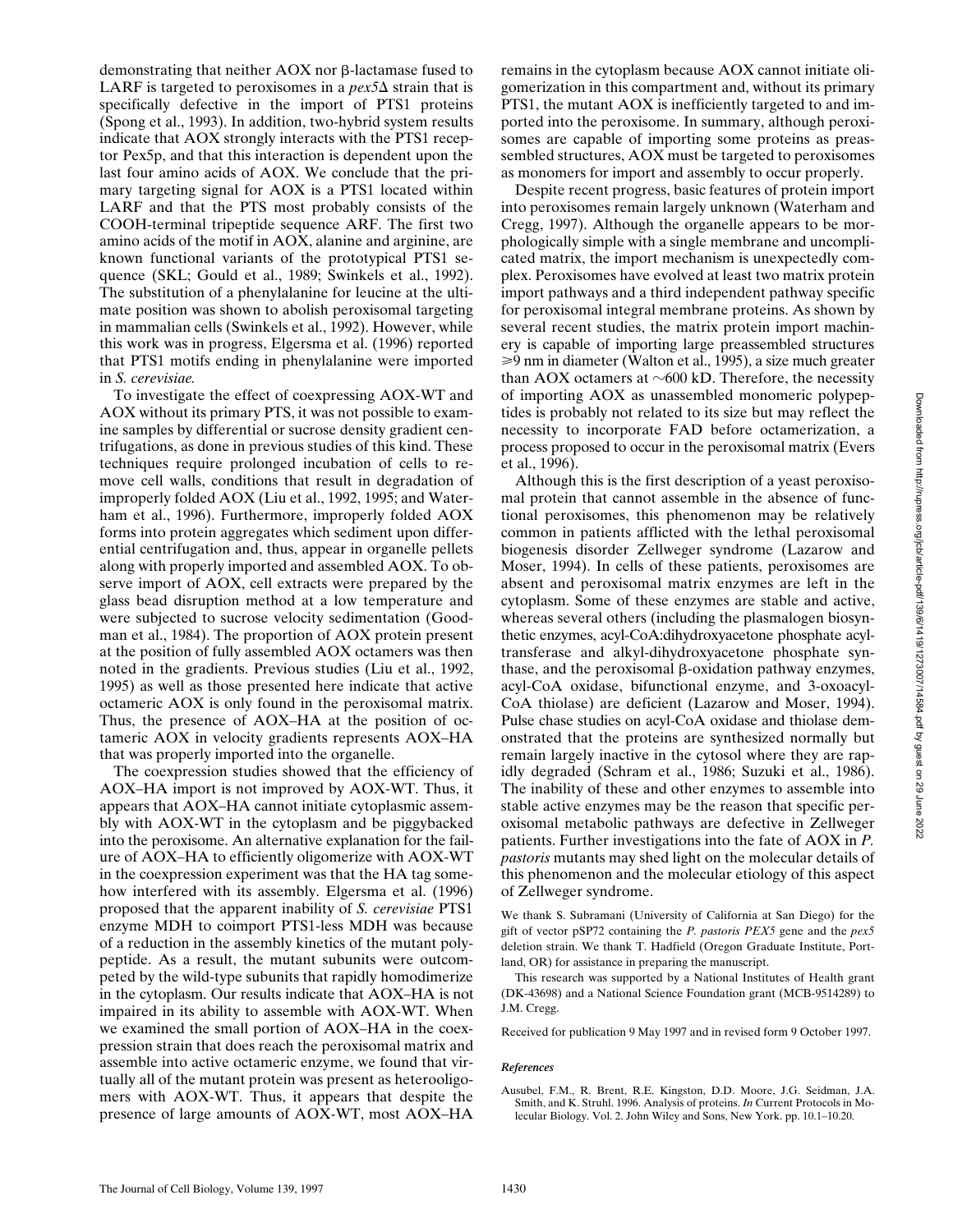demonstrating that neither AOX nor β-lactamase fused to LARF is targeted to peroxisomes in a *pex5*Δ strain that is specifically defective in the import of PTS1 proteins (Spong et al., 1993). In addition, two-hybrid system results indicate that AOX strongly interacts with the PTS1 receptor Pex5p, and that this interaction is dependent upon the last four amino acids of AOX. We conclude that the primary targeting signal for AOX is a PTS1 located within LARF and that the PTS most probably consists of the COOH-terminal tripeptide sequence ARF. The first two amino acids of the motif in AOX, alanine and arginine, are known functional variants of the prototypical PTS1 sequence (SKL; Gould et al., 1989; Swinkels et al., 1992). The substitution of a phenylalanine for leucine at the ultimate position was shown to abolish peroxisomal targeting in mammalian cells (Swinkels et al., 1992). However, while this work was in progress, Elgersma et al. (1996) reported that PTS1 motifs ending in phenylalanine were imported in *S. cerevisiae.*

To investigate the effect of coexpressing AOX-WT and AOX without its primary PTS, it was not possible to examine samples by differential or sucrose density gradient centrifugations, as done in previous studies of this kind. These techniques require prolonged incubation of cells to remove cell walls, conditions that result in degradation of improperly folded AOX (Liu et al., 1992, 1995; and Waterham et al., 1996). Furthermore, improperly folded AOX forms into protein aggregates which sediment upon differential centrifugation and, thus, appear in organelle pellets along with properly imported and assembled AOX. To observe import of AOX, cell extracts were prepared by the glass bead disruption method at a low temperature and were subjected to sucrose velocity sedimentation (Goodman et al., 1984). The proportion of AOX protein present at the position of fully assembled AOX octamers was then noted in the gradients. Previous studies (Liu et al., 1992, 1995) as well as those presented here indicate that active octameric AOX is only found in the peroxisomal matrix. Thus, the presence of AOX–HA at the position of octameric AOX in velocity gradients represents AOX–HA that was properly imported into the organelle.

The coexpression studies showed that the efficiency of AOX–HA import is not improved by AOX-WT. Thus, it appears that AOX–HA cannot initiate cytoplasmic assembly with AOX-WT in the cytoplasm and be piggybacked into the peroxisome. An alternative explanation for the failure of AOX–HA to efficiently oligomerize with AOX-WT in the coexpression experiment was that the HA tag somehow interfered with its assembly. Elgersma et al. (1996) proposed that the apparent inability of *S. cerevisiae* PTS1 enzyme MDH to coimport PTS1-less MDH was because of a reduction in the assembly kinetics of the mutant polypeptide. As a result, the mutant subunits were outcompeted by the wild-type subunits that rapidly homodimerize in the cytoplasm. Our results indicate that AOX–HA is not impaired in its ability to assemble with AOX-WT. When we examined the small portion of AOX–HA in the coexpression strain that does reach the peroxisomal matrix and assemble into active octameric enzyme, we found that virtually all of the mutant protein was present as heterooligomers with AOX-WT. Thus, it appears that despite the presence of large amounts of AOX-WT, most AOX–HA remains in the cytoplasm because AOX cannot initiate oligomerization in this compartment and, without its primary PTS1, the mutant AOX is inefficiently targeted to and imported into the peroxisome. In summary, although peroxisomes are capable of importing some proteins as preassembled structures, AOX must be targeted to peroxisomes as monomers for import and assembly to occur properly.

Despite recent progress, basic features of protein import into peroxisomes remain largely unknown (Waterham and Cregg, 1997). Although the organelle appears to be morphologically simple with a single membrane and uncomplicated matrix, the import mechanism is unexpectedly complex. Peroxisomes have evolved at least two matrix protein import pathways and a third independent pathway specific for peroxisomal integral membrane proteins. As shown by several recent studies, the matrix protein import machinery is capable of importing large preassembled structures ≥9 nm in diameter (Walton et al., 1995), a size much greater than AOX octamers at ~600 kD. Therefore, the necessity of importing AOX as unassembled monomeric polypeptides is probably not related to its size but may reflect the necessity to incorporate FAD before octamerization, a process proposed to occur in the peroxisomal matrix (Evers et al., 1996).

Although this is the first description of a yeast peroxisomal protein that cannot assemble in the absence of functional peroxisomes, this phenomenon may be relatively common in patients afflicted with the lethal peroxisomal biogenesis disorder Zellweger syndrome (Lazarow and Moser, 1994). In cells of these patients, peroxisomes are absent and peroxisomal matrix enzymes are left in the cytoplasm. Some of these enzymes are stable and active, whereas several others (including the plasmalogen biosynthetic enzymes, acyl-CoA:dihydroxyacetone phosphate acyltransferase and alkyl-dihydroxyacetone phosphate synthase, and the peroxisomal β-oxidation pathway enzymes, acyl-CoA oxidase, bifunctional enzyme, and 3-oxoacyl-CoA thiolase) are deficient (Lazarow and Moser, 1994). Pulse chase studies on acyl-CoA oxidase and thiolase demonstrated that the proteins are synthesized normally but remain largely inactive in the cytosol where they are rapidly degraded (Schram et al., 1986; Suzuki et al., 1986). The inability of these and other enzymes to assemble into stable active enzymes may be the reason that specific peroxisomal metabolic pathways are defective in Zellweger patients. Further investigations into the fate of AOX in *P. pastoris* mutants may shed light on the molecular details of this phenomenon and the molecular etiology of this aspect of Zellweger syndrome.

We thank S. Subramani (University of California at San Diego) for the gift of vector pSP72 containing the *P. pastoris PEX5* gene and the *pex5* deletion strain. We thank T. Hadfield (Oregon Graduate Institute, Portland, OR) for assistance in preparing the manuscript.

This research was supported by a National Institutes of Health grant (DK-43698) and a National Science Foundation grant (MCB-9514289) to J.M. Cregg.

Received for publication 9 May 1997 and in revised form 9 October 1997.

### *References*

Ausubel, F.M., R. Brent, R.E. Kingston, D.D. Moore, J.G. Seidman, J.A. Smith, and K. Struhl. 1996. Analysis of proteins. *In* Current Protocols in Molecular Biology. Vol. 2. John Wiley and Sons, New York. pp. 10.1–10.20.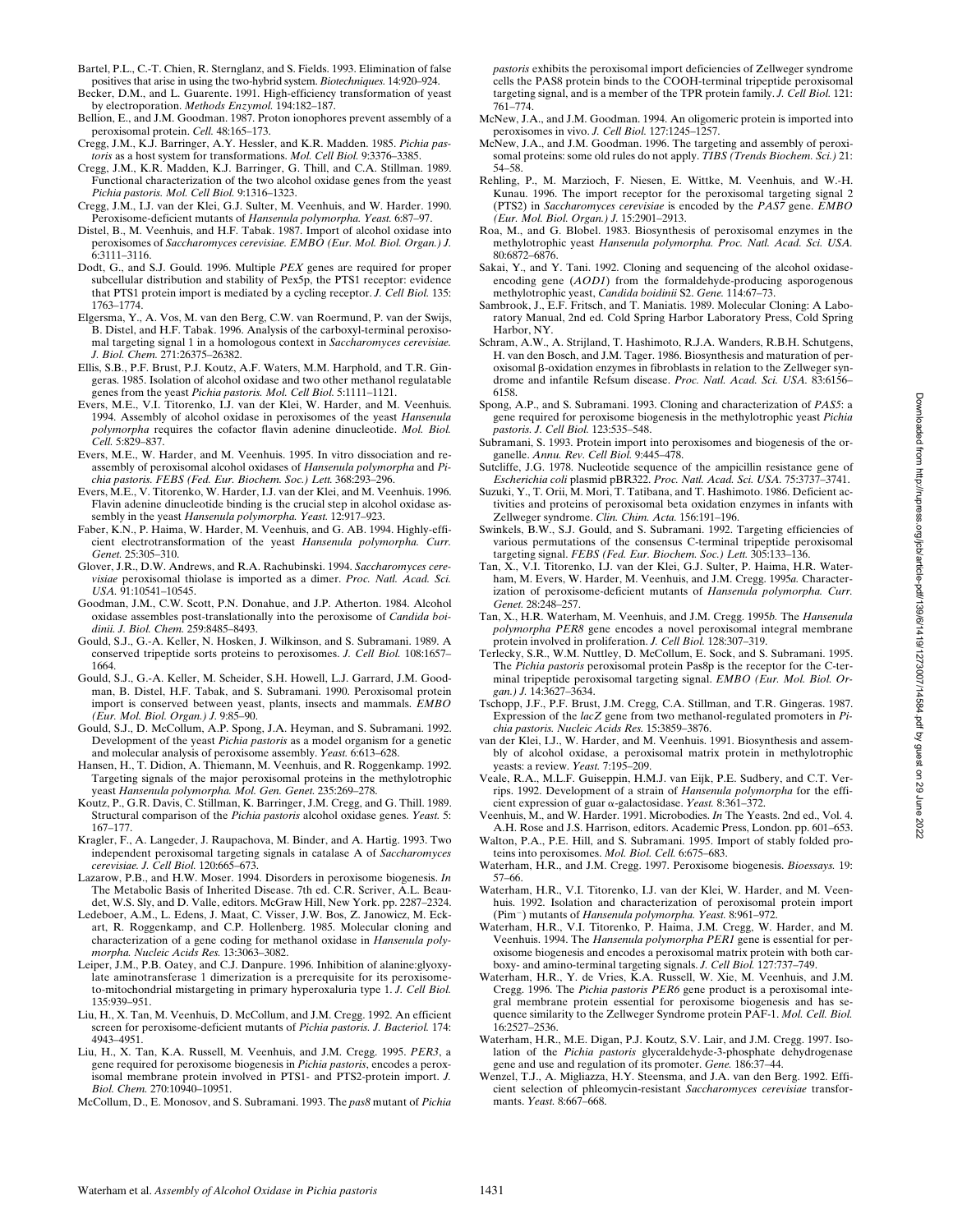Bartel, P.L., C.-T. Chien, R. Sternglanz, and S. Fields. 1993. Elimination of false positives that arise in using the two-hybrid system. *Biotechniques.* 14:920–924.

Becker, D.M., and L. Guarente. 1991. High-efficiency transformation of yeast by electroporation. *Methods Enzymol.* 194:182–187.

Bellion, E., and J.M. Goodman. 1987. Proton ionophores prevent assembly of a peroxisomal protein. *Cell.* 48:165–173.

Cregg, J.M., K.J. Barringer, A.Y. Hessler, and K.R. Madden. 1985. *Pichia pastoris* as a host system for transformations. *Mol. Cell Biol.* 9:3376–3385.

Cregg, J.M., K.R. Madden, K.J. Barringer, G. Thill, and C.A. Stillman. 1989. Functional characterization of the two alcohol oxidase genes from the yeast *Pichia pastoris. Mol. Cell Biol.* 9:1316–1323.

Cregg, J.M., I.J. van der Klei, G.J. Sulter, M. Veenhuis, and W. Harder. 1990. Peroxisome-deficient mutants of *Hansenula polymorpha. Yeast.* 6:87–97.

Distel, B., M. Veenhuis, and H.F. Tabak. 1987. Import of alcohol oxidase into peroxisomes of *Saccharomyces cerevisiae. EMBO (Eur. Mol. Biol. Organ.) J.* 6:3111–3116.

Dodt, G., and S.J. Gould. 1996. Multiple *PEX* genes are required for proper subcellular distribution and stability of Pex5p, the PTS1 receptor: evidence that PTS1 protein import is mediated by a cycling receptor. *J. Cell Biol.* 135: 1763–1774.

Elgersma, Y., A. Vos, M. van den Berg, C.W. van Roermund, P. van der Swijs, B. Distel, and H.F. Tabak. 1996. Analysis of the carboxyl-terminal peroxisomal targeting signal 1 in a homologous context in *Saccharomyces cerevisiae. J. Biol. Chem.* 271:26375–26382.

Ellis, S.B., P.F. Brust, P.J. Koutz, A.F. Waters, M.M. Harphold, and T.R. Gingeras. 1985. Isolation of alcohol oxidase and two other methanol regulatable genes from the yeast *Pichia pastoris. Mol. Cell Biol.* 5:1111–1121.

Evers, M.E., V.I. Titorenko, I.J. van der Klei, W. Harder, and M. Veenhuis. 1994. Assembly of alcohol oxidase in peroxisomes of the yeast *Hansenula polymorpha* requires the cofactor flavin adenine dinucleotide. *Mol. Biol. Cell.* 5:829–837.

Evers, M.E., W. Harder, and M. Veenhuis. 1995. In vitro dissociation and reassembly of peroxisomal alcohol oxidases of *Hansenula polymorpha* and *Pichia pastoris. FEBS (Fed. Eur. Biochem. Soc.) Lett.* 368:293–296.

Evers, M.E., V. Titorenko, W. Harder, I.J. van der Klei, and M. Veenhuis. 1996. Flavin adenine dinucleotide binding is the crucial step in alcohol oxidase assembly in the yeast *Hansenula polymorpha. Yeast.* 12:917–923.

Faber, K.N., P. Haima, W. Harder, M. Veenhuis, and G. AB. 1994. Highly-efficient electrotransformation of the yeast *Hansenula polymorpha. Curr. Genet.* 25:305–310.

Glover, J.R., D.W. Andrews, and R.A. Rachubinski. 1994. *Saccharomyces cerevisiae* peroxisomal thiolase is imported as a dimer. *Proc. Natl. Acad. Sci. USA.* 91:10541–10545.

Goodman, J.M., C.W. Scott, P.N. Donahue, and J.P. Atherton. 1984. Alcohol oxidase assembles post-translationally into the peroxisome of *Candida boidinii. J. Biol. Chem.* 259:8485–8493.

Gould, S.J., G.-A. Keller, N. Hosken, J. Wilkinson, and S. Subramani. 1989. A conserved tripeptide sorts proteins to peroxisomes. *J. Cell Biol.* 108:1657–1664.

Gould, S.J., G.-A. Keller, M. Scheider, S.H. Howell, L.J. Garrard, J.M. Goodman, B. Distel, H.F. Tabak, and S. Subramani. 1990. Peroxisomal protein import is conserved between yeast, plants, insects and mammals. *EMBO (Eur. Mol. Biol. Organ.) J.* 9:85–90.

Gould, S.J., D. McCollum, A.P. Spong, J.A. Heyman, and S. Subramani. 1992. Development of the yeast *Pichia pastoris* as a model organism for a genetic and molecular analysis of peroxisome assembly. *Yeast.* 6:613–628.

Hansen, H., T. Didion, A. Thiemann, M. Veenhuis, and R. Roggenkamp. 1992. Targeting signals of the major peroxisomal proteins in the methylotrophic yeast *Hansenula polymorpha. Mol. Gen. Genet.* 235:269–278.

Koutz, P., G.R. Davis, C. Stillman, K. Barringer, J.M. Cregg, and G. Thill. 1989. Structural comparison of the *Pichia pastoris* alcohol oxidase genes. *Yeast.* 5: 167–177.

Kragler, F., A. Langeder, J. Raupachova, M. Binder, and A. Hartig. 1993. Two independent peroxisomal targeting signals in catalase A of *Saccharomyces cerevisiae. J. Cell Biol.* 120:665–673.

Lazarow, P.B., and H.W. Moser. 1994. Disorders in peroxisome biogenesis. *In* The Metabolic Basis of Inherited Disease. 7th ed. C.R. Scriver, A.L. Beaudet, W.S. Sly, and D. Valle, editors. McGraw Hill, New York. pp. 2287–2324.

Ledeboer, A.M., L. Edens, J. Maat, C. Visser, J.W. Bos, Z. Janowicz, M. Eckart, R. Roggenkamp, and C.P. Hollenberg. 1985. Molecular cloning and characterization of a gene coding for methanol oxidase in *Hansenula polymorpha. Nucleic Acids Res.* 13:3063–3082.

Leiper, J.M., P.B. Oatey, and C.J. Danpure. 1996. Inhibition of alanine:glyoxylate aminotransferase 1 dimerization is a prerequisite for its peroxisome-to-mitochondrial mistargeting in primary hyperoxaluria type 1. *J. Cell Biol.* 135:939–951.

Liu, H., X. Tan, M. Veenhuis, D. McCollum, and J.M. Cregg. 1992. An efficient screen for peroxisome-deficient mutants of *Pichia pastoris. J. Bacteriol.* 174: 4943–4951.

Liu, H., X. Tan, K.A. Russell, M. Veenhuis, and J.M. Cregg. 1995. *PER3*, a gene required for peroxisome biogenesis in *Pichia pastoris*, encodes a peroxisomal membrane protein involved in PTS1- and PTS2-protein import. *J. Biol. Chem.* 270:10940–10951.

McCollum, D., E. Monosov, and S. Subramani. 1993. The *pas8* mutant of *Pichia pastoris* exhibits the peroxisomal import deficiencies of Zellweger syndrome cells the PAS8 protein binds to the COOH-terminal tripeptide peroxisomal targeting signal, and is a member of the TPR protein family. *J. Cell Biol.* 121: 761–774.

McNew, J.A., and J.M. Goodman. 1994. An oligomeric protein is imported into peroxisomes in vivo. *J. Cell Biol.* 127:1245–1257.

McNew, J.A., and J.M. Goodman. 1996. The targeting and assembly of peroxisomal proteins: some old rules do not apply. *TIBS (Trends Biochem. Sci.)* 21: 54–58.

Rehling, P., M. Marzioch, F. Niesen, E. Wittke, M. Veenhuis, and W.-H. Kunau. 1996. The import receptor for the peroxisomal targeting signal 2 (PTS2) in *Saccharomyces cerevisiae* is encoded by the *PAS7* gene. *EMBO (Eur. Mol. Biol. Organ.) J.* 15:2901–2913.

Roa, M., and G. Blobel. 1983. Biosynthesis of peroxisomal enzymes in the methylotrophic yeast *Hansenula polymorpha. Proc. Natl. Acad. Sci. USA.* 80:6872–6876.

Sakai, Y., and Y. Tani. 1992. Cloning and sequencing of the alcohol oxidase-encoding gene (*AOD1*) from the formaldehyde-producing asporogenous methylotrophic yeast, *Candida boidinii* S2. *Gene.* 114:67–73.

Sambrook, J., E.F. Fritsch, and T. Maniatis. 1989. Molecular Cloning: A Laboratory Manual, 2nd ed. Cold Spring Harbor Laboratory Press, Cold Spring Harbor, NY.

Schram, A.W., A. Strijland, T. Hashimoto, R.J.A. Wanders, R.B.H. Schutgens, H. van den Bosch, and J.M. Tager. 1986. Biosynthesis and maturation of peroxisomal β-oxidation enzymes in fibroblasts in relation to the Zellweger syndrome and infantile Refsum disease. *Proc. Natl. Acad. Sci. USA.* 83:6156–6158.

Spong, A.P., and S. Subramani. 1993. Cloning and characterization of *PAS5*: a gene required for peroxisome biogenesis in the methylotrophic yeast *Pichia pastoris. J. Cell Biol.* 123:535–548.

Subramani, S. 1993. Protein import into peroxisomes and biogenesis of the organelle. *Annu. Rev. Cell Biol.* 9:445–478.

Sutcliffe, J.G. 1978. Nucleotide sequence of the ampicillin resistance gene of *Escherichia coli* plasmid pBR322. *Proc. Natl. Acad. Sci. USA.* 75:3737–3741.

Suzuki, Y., T. Orii, M. Mori, T. Tatibana, and T. Hashimoto. 1986. Deficient activities and proteins of peroxisomal beta oxidation enzymes in infants with Zellweger syndrome. *Clin. Chim. Acta.* 156:191–196.

Swinkels, B.W., S.J. Gould, and S. Subramani. 1992. Targeting efficiencies of various permutations of the consensus C-terminal tripeptide peroxisomal targeting signal. *FEBS (Fed. Eur. Biochem. Soc.) Lett.* 305:133–136.

Tan, X., V.I. Titorenko, I.J. van der Klei, G.J. Sulter, P. Haima, H.R. Waterham, M. Evers, W. Harder, M. Veenhuis, and J.M. Cregg. 1995*a*. Characterization of peroxisome-deficient mutants of *Hansenula polymorpha. Curr. Genet.* 28:248–257.

Tan, X., H.R. Waterham, M. Veenhuis, and J.M. Cregg. 1995*b*. The *Hansenula polymorpha PER8* gene encodes a novel peroxisomal integral membrane protein involved in proliferation. *J. Cell Biol.* 128:307–319.

Terlecky, S.R., W.M. Nuttley, D. McCollum, E. Sock, and S. Subramani. 1995. The *Pichia pastoris* peroxisomal protein Pas8p is the receptor for the C-terminal tripeptide peroxisomal targeting signal. *EMBO (Eur. Mol. Biol. Organ.) J.* 14:3627–3634.

Tschopp, J.F., P.F. Brust, J.M. Cregg, C.A. Stillman, and T.R. Gingeras. 1987. Expression of the *lacZ* gene from two methanol-regulated promoters in *Pichia pastoris. Nucleic Acids Res.* 15:3859–3876.

van der Klei, I.J., W. Harder, and M. Veenhuis. 1991. Biosynthesis and assembly of alcohol oxidase, a peroxisomal matrix protein in methylotrophic yeasts: a review. *Yeast.* 7:195–209.

Veale, R.A., M.L.F. Guiseppin, H.M.J. van Eijk, P.E. Sudbery, and C.T. Verrips. 1992. Development of a strain of *Hansenula polymorpha* for the efficient expression of guar α-galactosidase. *Yeast.* 8:361–372.

Veenhuis, M., and W. Harder. 1991. Microbodies. *In* The Yeasts. 2nd ed., Vol. 4. A.H. Rose and J.S. Harrison, editors. Academic Press, London. pp. 601–653.

Walton, P.A., P.E. Hill, and S. Subramani. 1995. Import of stably folded proteins into peroxisomes. *Mol. Biol. Cell.* 6:675–683.

Waterham, H.R., and J.M. Cregg. 1997. Peroxisome biogenesis. *Bioessays.* 19: 57–66.

Waterham, H.R., V.I. Titorenko, I.J. van der Klei, W. Harder, and M. Veenhuis. 1992. Isolation and characterization of peroxisomal protein import (Pim⁻) mutants of *Hansenula polymorpha. Yeast.* 8:961–972.

Waterham, H.R., V.I. Titorenko, P. Haima, J.M. Cregg, W. Harder, and M. Veenhuis. 1994. The *Hansenula polymorpha PER1* gene is essential for peroxisome biogenesis and encodes a peroxisomal matrix protein with both carboxy- and amino-terminal targeting signals. *J. Cell Biol.* 127:737–749.

Waterham, H.R., Y. de Vries, K.A. Russell, W. Xie, M. Veenhuis, and J.M. Cregg. 1996. The *Pichia pastoris PER6* gene product is a peroxisomal integral membrane protein essential for peroxisome biogenesis and has sequence similarity to the Zellweger Syndrome protein PAF-1. *Mol. Cell. Biol.* 16:2527–2536.

Waterham, H.R., M.E. Digan, P.J. Koutz, S.V. Lair, and J.M. Cregg. 1997. Isolation of the *Pichia pastoris* glyceraldehyde-3-phosphate dehydrogenase gene and use and regulation of its promoter. *Gene.* 186:37–44.

Wenzel, T.J., A. Migliazza, H.Y. Steensma, and J.A. van den Berg. 1992. Efficient selection of phleomycin-resistant *Saccharomyces cerevisiae* transformants. *Yeast.* 8:667–668.